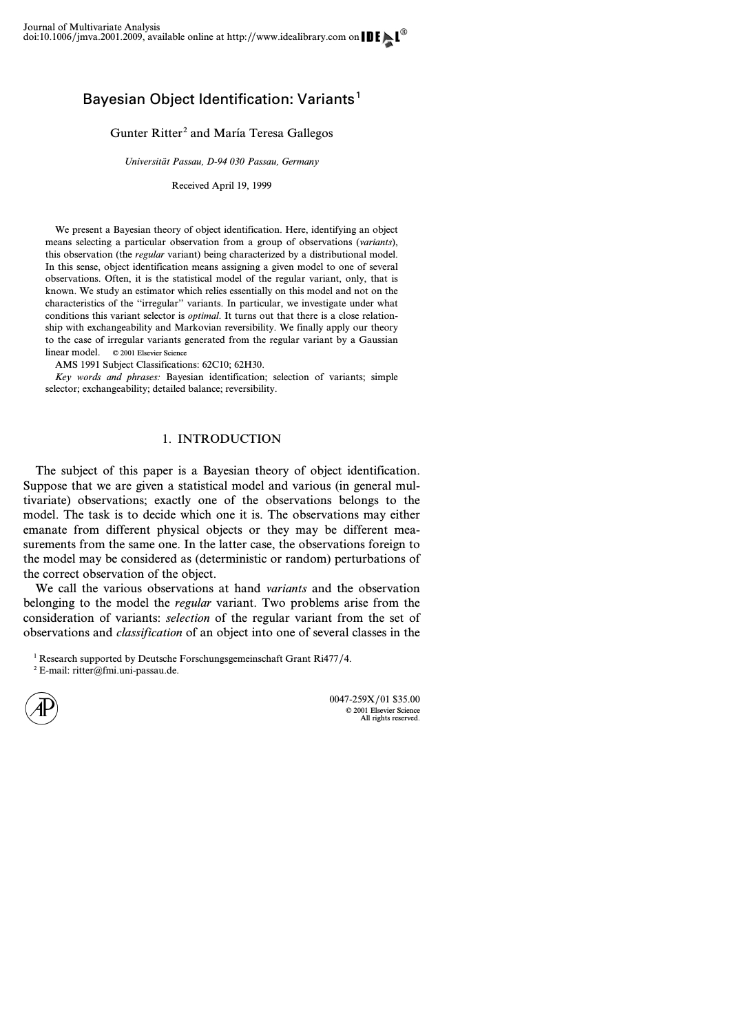# Bayesian Object Identification: Variants[1]

Gunter Ritter[2] and María Teresa Gallegos

*Universität Passau, D-94 030 Passau, Germany*

Received April 19, 1999

We present a Bayesian theory of object identification. Here, identifying an object means selecting a particular observation from a group of observations (*variants*), this observation (the *regular* variant) being characterized by a distributional model. In this sense, object identification means assigning a given model to one of several observations. Often, it is the statistical model of the regular variant, only, that is known. We study an estimator which relies essentially on this model and not on the characteristics of the "irregular" variants. In particular, we investigate under what conditions this variant selector is *optimal*. It turns out that there is a close relationship with exchangeability and Markovian reversibility. We finally apply our theory to the case of irregular variants generated from the regular variant by a Gaussian linear model. © 2001 Elsevier Science

AMS 1991 Subject Classifications: 62C10; 62H30.

*Key words and phrases:* Bayesian identification; selection of variants; simple selector; exchangeability; detailed balance; reversibility.

## 1. INTRODUCTION

The subject of this paper is a Bayesian theory of object identification. Suppose that we are given a statistical model and various (in general multivariate) observations; exactly one of the observations belongs to the model. The task is to decide which one it is. The observations may either emanate from different physical objects or they may be different measurements from the same one. In the latter case, the observations foreign to the model may be considered as (deterministic or random) perturbations of the correct observation of the object.

We call the various observations at hand *variants* and the observation belonging to the model the *regular* variant. Two problems arise from the consideration of variants: *selection* of the regular variant from the set of observations and *classification* of an object into one of several classes in the

[1] Research supported by Deutsche Forschungsgemeinschaft Grant Ri477/4.

[2] E-mail: ritter@fmi.uni-passau.de.

0047-259X/01 $35.00
© 2001 Elsevier Science
All rights reserved.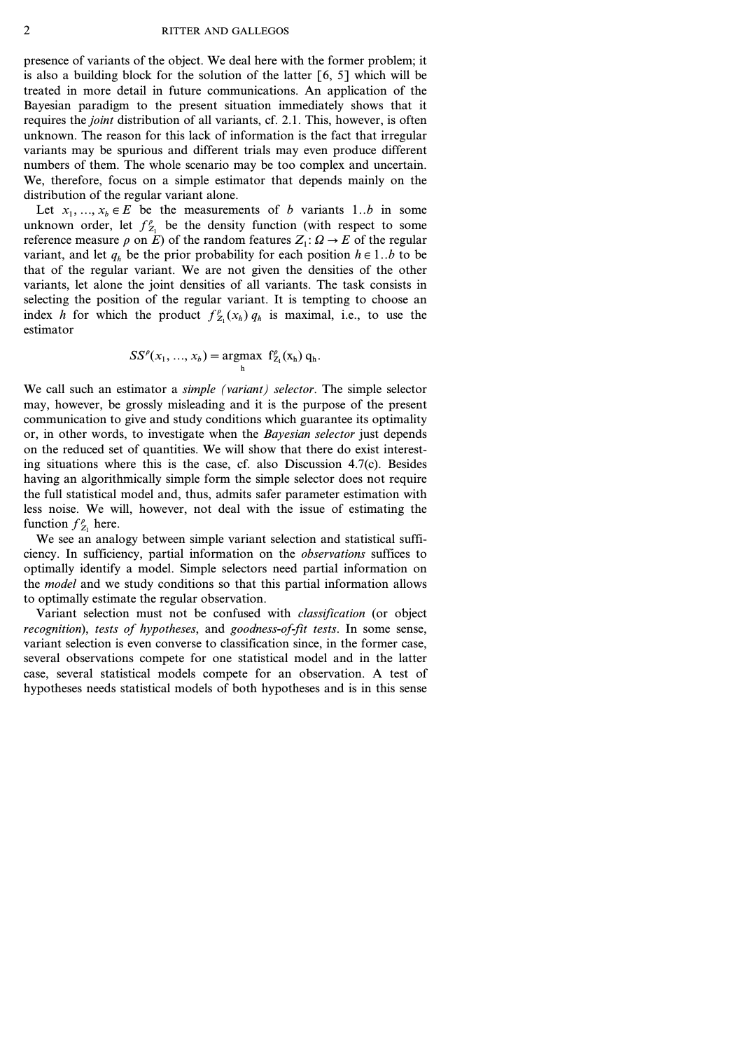presence of variants of the object. We deal here with the former problem; it is also a building block for the solution of the latter [6, 5] which will be treated in more detail in future communications. An application of the Bayesian paradigm to the present situation immediately shows that it requires the *joint* distribution of all variants, cf. 2.1. This, however, is often unknown. The reason for this lack of information is the fact that irregular variants may be spurious and different trials may even produce different numbers of them. The whole scenario may be too complex and uncertain. We, therefore, focus on a simple estimator that depends mainly on the distribution of the regular variant alone.

Let $x_1, ..., x_b \in E$ be the measurements of $b$ variants $1..b$ in some unknown order, let $f^{\rho}_{Z_1}$ be the density function (with respect to some reference measure $\rho$ on $E$) of the random features $Z_1: \Omega \to E$ of the regular variant, and let $q_h$ be the prior probability for each position $h \in 1..b$ to be that of the regular variant. We are not given the densities of the other variants, let alone the joint densities of all variants. The task consists in selecting the position of the regular variant. It is tempting to choose an index $h$ for which the product $f^{\rho}_{Z_1}(x_h)\, q_h$ is maximal, i.e., to use the estimator

$$SS^{\rho}(x_1, ..., x_b) = \underset{h}{\operatorname{argmax}}\ f^{\rho}_{Z_1}(x_h)\, q_h.$$

We call such an estimator a *simple (variant) selector*. The simple selector may, however, be grossly misleading and it is the purpose of the present communication to give and study conditions which guarantee its optimality or, in other words, to investigate when the *Bayesian selector* just depends on the reduced set of quantities. We will show that there do exist interesting situations where this is the case, cf. also Discussion 4.7(c). Besides having an algorithmically simple form the simple selector does not require the full statistical model and, thus, admits safer parameter estimation with less noise. We will, however, not deal with the issue of estimating the function $f^{\rho}_{Z_1}$ here.

We see an analogy between simple variant selection and statistical sufficiency. In sufficiency, partial information on the *observations* suffices to optimally identify a model. Simple selectors need partial information on the *model* and we study conditions so that this partial information allows to optimally estimate the regular observation.

Variant selection must not be confused with *classification* (or object *recognition*), *tests of hypotheses*, and *goodness-of-fit tests*. In some sense, variant selection is even converse to classification since, in the former case, several observations compete for one statistical model and in the latter case, several statistical models compete for an observation. A test of hypotheses needs statistical models of both hypotheses and is in this sense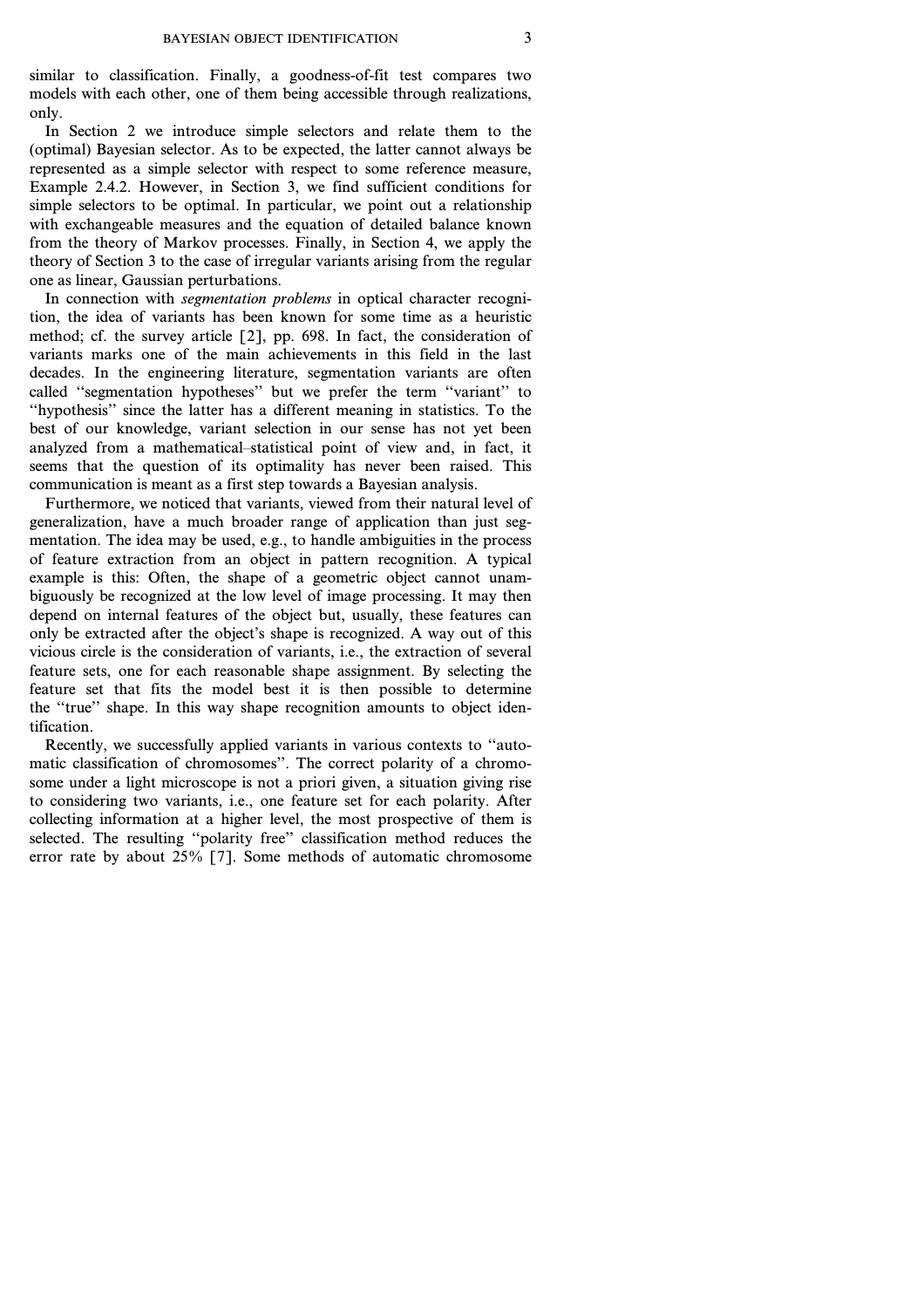similar to classification. Finally, a goodness-of-fit test compares two models with each other, one of them being accessible through realizations, only.

In Section 2 we introduce simple selectors and relate them to the (optimal) Bayesian selector. As to be expected, the latter cannot always be represented as a simple selector with respect to some reference measure, Example 2.4.2. However, in Section 3, we find sufficient conditions for simple selectors to be optimal. In particular, we point out a relationship with exchangeable measures and the equation of detailed balance known from the theory of Markov processes. Finally, in Section 4, we apply the theory of Section 3 to the case of irregular variants arising from the regular one as linear, Gaussian perturbations.

In connection with *segmentation problems* in optical character recognition, the idea of variants has been known for some time as a heuristic method; cf. the survey article [2], pp. 698. In fact, the consideration of variants marks one of the main achievements in this field in the last decades. In the engineering literature, segmentation variants are often called "segmentation hypotheses" but we prefer the term "variant" to "hypothesis" since the latter has a different meaning in statistics. To the best of our knowledge, variant selection in our sense has not yet been analyzed from a mathematical–statistical point of view and, in fact, it seems that the question of its optimality has never been raised. This communication is meant as a first step towards a Bayesian analysis.

Furthermore, we noticed that variants, viewed from their natural level of generalization, have a much broader range of application than just segmentation. The idea may be used, e.g., to handle ambiguities in the process of feature extraction from an object in pattern recognition. A typical example is this: Often, the shape of a geometric object cannot unambiguously be recognized at the low level of image processing. It may then depend on internal features of the object but, usually, these features can only be extracted after the object's shape is recognized. A way out of this vicious circle is the consideration of variants, i.e., the extraction of several feature sets, one for each reasonable shape assignment. By selecting the feature set that fits the model best it is then possible to determine the "true" shape. In this way shape recognition amounts to object identification.

Recently, we successfully applied variants in various contexts to "automatic classification of chromosomes". The correct polarity of a chromosome under a light microscope is not a priori given, a situation giving rise to considering two variants, i.e., one feature set for each polarity. After collecting information at a higher level, the most prospective of them is selected. The resulting "polarity free" classification method reduces the error rate by about 25% [7]. Some methods of automatic chromosome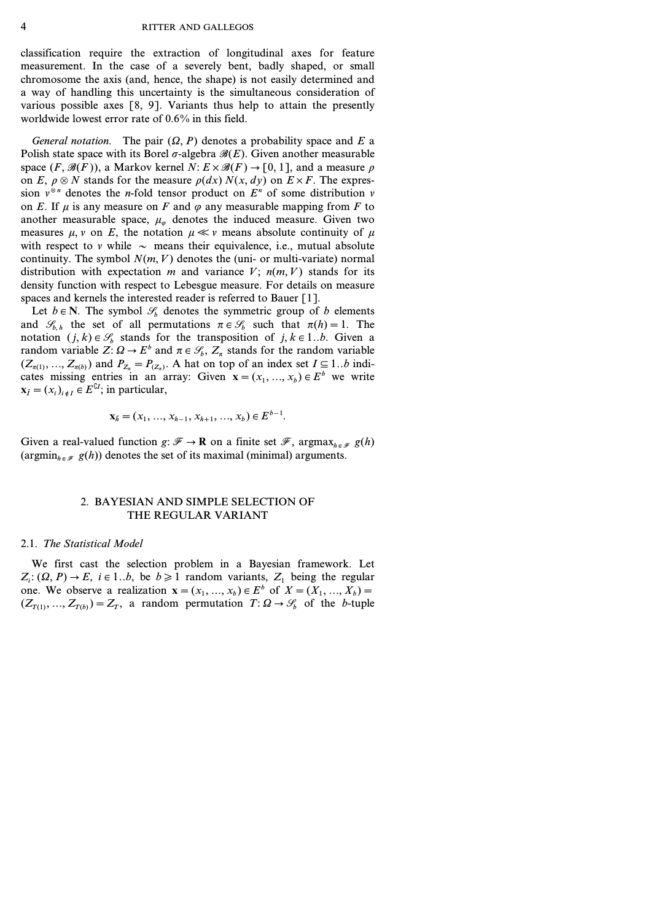classification require the extraction of longitudinal axes for feature measurement. In the case of a severely bent, badly shaped, or small chromosome the axis (and, hence, the shape) is not easily determined and a way of handling this uncertainty is the simultaneous consideration of various possible axes [8, 9]. Variants thus help to attain the presently worldwide lowest error rate of 0.6% in this field.

*General notation.* The pair $(\Omega, P)$ denotes a probability space and $E$ a Polish state space with its Borel $\sigma$-algebra $\mathscr{B}(E)$. Given another measurable space $(F, \mathscr{B}(F))$, a Markov kernel $N: E \times \mathscr{B}(F) \to [0, 1]$, and a measure $\rho$ on $E$, $\rho \otimes N$ stands for the measure $\rho(dx)\, N(x, dy)$ on $E \times F$. The expression $v^{\otimes n}$ denotes the $n$-fold tensor product on $E^n$ of some distribution $v$ on $E$. If $\mu$ is any measure on $F$ and $\varphi$ any measurable mapping from $F$ to another measurable space, $\mu_\varphi$ denotes the induced measure. Given two measures $\mu, v$ on $E$, the notation $\mu \ll v$ means absolute continuity of $\mu$ with respect to $v$ while $\sim$ means their equivalence, i.e., mutual absolute continuity. The symbol $N(m, V)$ denotes the (uni- or multi-variate) normal distribution with expectation $m$ and variance $V$; $n(m, V)$ stands for its density function with respect to Lebesgue measure. For details on measure spaces and kernels the interested reader is referred to Bauer [1].

Let $b \in \mathbf{N}$. The symbol $\mathscr{S}_b$ denotes the symmetric group of $b$ elements and $\mathscr{S}_{b,h}$ the set of all permutations $\pi \in \mathscr{S}_b$ such that $\pi(h) = 1$. The notation $(j, k) \in \mathscr{S}_b$ stands for the transposition of $j, k \in 1..b$. Given a random variable $Z: \Omega \to E^b$ and $\pi \in \mathscr{S}_b$, $Z_\pi$ stands for the random variable $(Z_{\pi(1)}, ..., Z_{\pi(b)})$ and $P_{Z_\pi} = P_{(Z_\pi)}$. A hat on top of an index set $I \subseteq 1..b$ indicates missing entries in an array: Given $\mathbf{x} = (x_1, ..., x_b) \in E^b$ we write $\mathbf{x}_{\hat{I}} = (x_i)_{i \notin I} \in E^{\complement I}$; in particular,

$$\mathbf{x}_{\hat{h}} = (x_1, ..., x_{h-1}, x_{h+1}, ..., x_b) \in E^{b-1}.$$

Given a real-valued function $g: \mathscr{F} \to \mathbf{R}$ on a finite set $\mathscr{F}$, $\operatorname{argmax}_{h \in \mathscr{F}} g(h)$ ($\operatorname{argmin}_{h \in \mathscr{F}} g(h)$) denotes the set of its maximal (minimal) arguments.

## 2. BAYESIAN AND SIMPLE SELECTION OF THE REGULAR VARIANT

### 2.1. *The Statistical Model*

We first cast the selection problem in a Bayesian framework. Let $Z_i: (\Omega, P) \to E$, $i \in 1..b$, be $b \geqslant 1$ random variants, $Z_1$ being the regular one. We observe a realization $\mathbf{x} = (x_1, ..., x_b) \in E^b$ of $X = (X_1, ..., X_b) = (Z_{T(1)}, ..., Z_{T(b)}) = Z_T$, a random permutation $T: \Omega \to \mathscr{S}_b$ of the $b$-tuple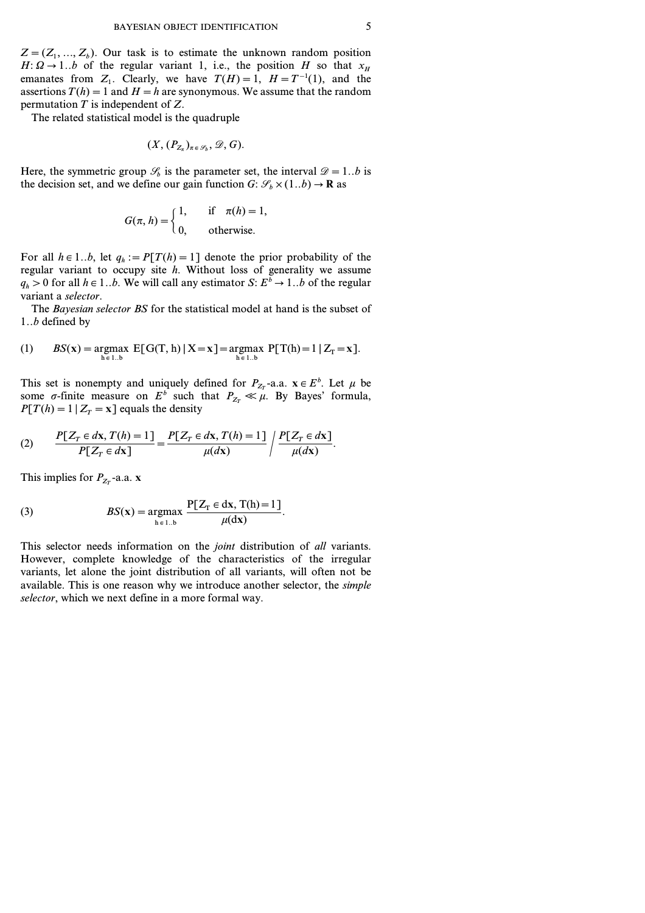$Z = (Z_1, ..., Z_b)$. Our task is to estimate the unknown random position $H: \Omega \to 1..b$ of the regular variant 1, i.e., the position $H$ so that $x_H$ emanates from $Z_1$. Clearly, we have $T(H) = 1$, $H = T^{-1}(1)$, and the assertions $T(h) = 1$ and $H = h$ are synonymous. We assume that the random permutation $T$ is independent of $Z$.

The related statistical model is the quadruple

$$(X, (P_{Z_\pi})_{\pi \in \mathscr{S}_b}, \mathscr{D}, G).$$

Here, the symmetric group $\mathscr{S}_b$ is the parameter set, the interval $\mathscr{D} = 1..b$ is the decision set, and we define our gain function $G: \mathscr{S}_b \times (1..b) \to \mathbf{R}$ as

$$G(\pi, h) = \begin{cases} 1, & \text{if } \pi(h) = 1, \\ 0, & \text{otherwise.} \end{cases}$$

For all $h \in 1..b$, let $q_h := P[T(h) = 1]$ denote the prior probability of the regular variant to occupy site $h$. Without loss of generality we assume $q_h > 0$ for all $h \in 1..b$. We will call any estimator $S: E^b \to 1..b$ of the regular variant a *selector*.

The *Bayesian selector BS* for the statistical model at hand is the subset of $1..b$ defined by

$$(1) \qquad BS(\mathbf{x}) = \operatorname*{argmax}_{h \in 1..b} E[G(T, h) \mid X = \mathbf{x}] = \operatorname*{argmax}_{h \in 1..b} P[T(h) = 1 \mid Z_T = \mathbf{x}].$$

This set is nonempty and uniquely defined for $P_{Z_T}$-a.a. $\mathbf{x} \in E^b$. Let $\mu$ be some $\sigma$-finite measure on $E^b$ such that $P_{Z_T} \ll \mu$. By Bayes' formula, $P[T(h) = 1 \mid Z_T = \mathbf{x}]$ equals the density

$$(2) \qquad \frac{P[Z_T \in d\mathbf{x}, T(h) = 1]}{P[Z_T \in d\mathbf{x}]} = \frac{P[Z_T \in d\mathbf{x}, T(h) = 1]}{\mu(d\mathbf{x})} \Bigg/ \frac{P[Z_T \in d\mathbf{x}]}{\mu(d\mathbf{x})}.$$

This implies for $P_{Z_T}$-a.a. $\mathbf{x}$

$$(3) \qquad BS(\mathbf{x}) = \operatorname*{argmax}_{h \in 1..b} \frac{P[Z_T \in d\mathbf{x}, T(h) = 1]}{\mu(d\mathbf{x})}.$$

This selector needs information on the *joint* distribution of *all* variants. However, complete knowledge of the characteristics of the irregular variants, let alone the joint distribution of all variants, will often not be available. This is one reason why we introduce another selector, the *simple selector*, which we next define in a more formal way.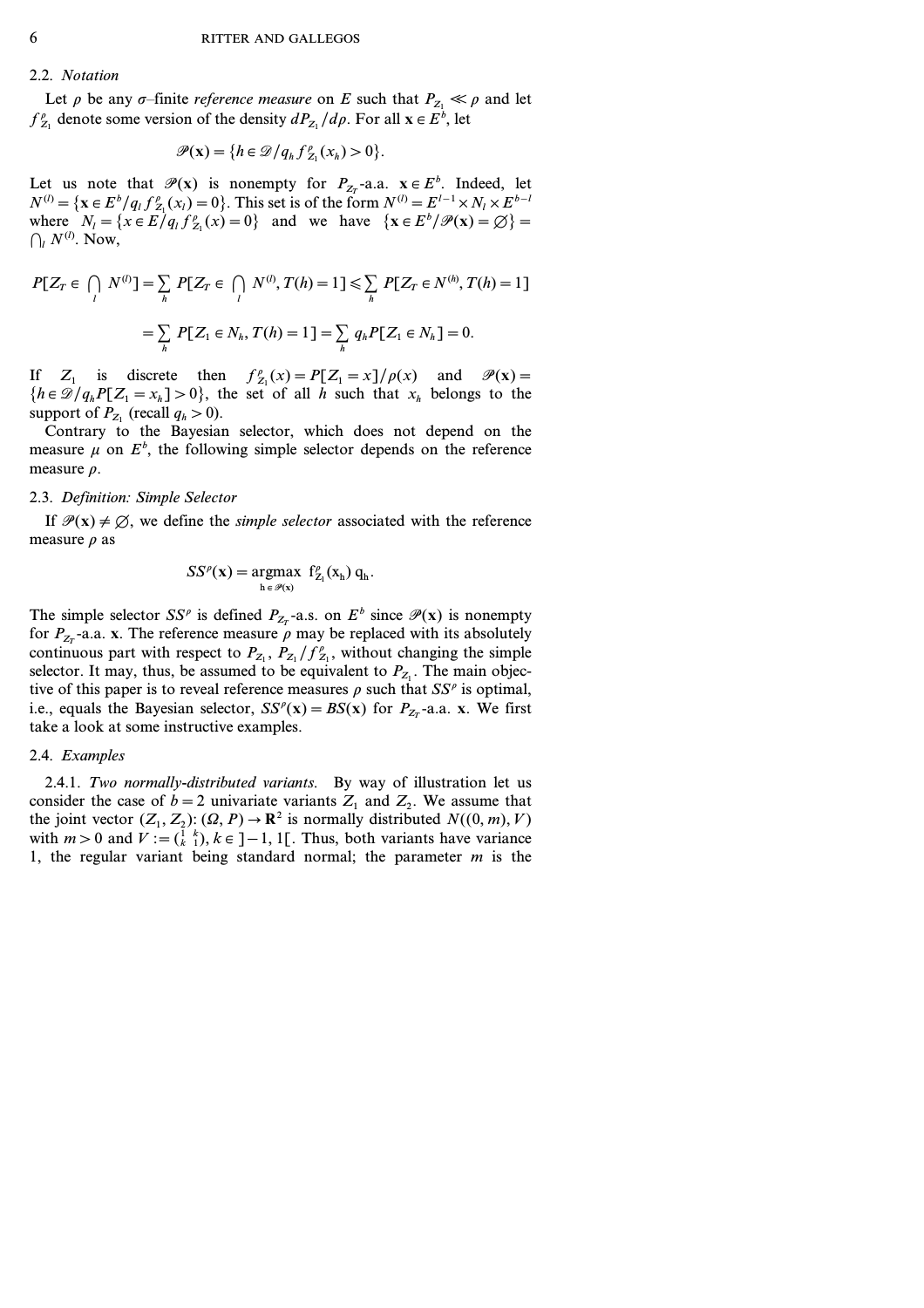## 2.2. *Notation*

Let $\rho$ be any $\sigma$–finite *reference measure* on $E$ such that $P_{Z_1} \ll \rho$ and let $f^{\rho}_{Z_1}$ denote some version of the density $dP_{Z_1}/d\rho$. For all $\mathbf{x} \in E^b$, let

$$\mathscr{P}(\mathbf{x}) = \{h \in \mathscr{D}/q_h f^{\rho}_{Z_1}(x_h) > 0\}.$$

Let us note that $\mathscr{P}(\mathbf{x})$ is nonempty for $P_{Z_T}$-a.a. $\mathbf{x} \in E^b$. Indeed, let $N^{(l)} = \{\mathbf{x} \in E^b/q_l f^{\rho}_{Z_1}(x_l) = 0\}$. This set is of the form $N^{(l)} = E^{l-1} \times N_l \times E^{b-l}$ where $N_l = \{x \in E/q_l f^{\rho}_{Z_1}(x) = 0\}$ and we have $\{\mathbf{x} \in E^b/\mathscr{P}(\mathbf{x}) = \varnothing\} = \bigcap_l N^{(l)}$. Now,

$$P[Z_T \in \bigcap_l N^{(l)}] = \sum_h P[Z_T \in \bigcap_l N^{(l)}, T(h) = 1] \leqslant \sum_h P[Z_T \in N^{(h)}, T(h) = 1]$$

$$= \sum_h P[Z_1 \in N_h, T(h) = 1] = \sum_h q_h P[Z_1 \in N_h] = 0.$$

If $Z_1$ is discrete then $f^{\rho}_{Z_1}(x) = P[Z_1 = x]/\rho(x)$ and $\mathscr{P}(\mathbf{x}) = \{h \in \mathscr{D}/q_h P[Z_1 = x_h] > 0\}$, the set of all $h$ such that $x_h$ belongs to the support of $P_{Z_1}$ (recall $q_h > 0$).

Contrary to the Bayesian selector, which does not depend on the measure $\mu$ on $E^b$, the following simple selector depends on the reference measure $\rho$.

## 2.3. *Definition: Simple Selector*

If $\mathscr{P}(\mathbf{x}) \neq \varnothing$, we define the *simple selector* associated with the reference measure $\rho$ as

$$SS^{\rho}(\mathbf{x}) = \underset{h \in \mathscr{P}(\mathbf{x})}{\operatorname{argmax}}\ f^{\rho}_{Z_1}(x_h)\, q_h.$$

The simple selector $SS^{\rho}$ is defined $P_{Z_T}$-a.s. on $E^b$ since $\mathscr{P}(\mathbf{x})$ is nonempty for $P_{Z_T}$-a.a. $\mathbf{x}$. The reference measure $\rho$ may be replaced with its absolutely continuous part with respect to $P_{Z_1}$, $P_{Z_1}/f^{\rho}_{Z_1}$, without changing the simple selector. It may, thus, be assumed to be equivalent to $P_{Z_1}$. The main objective of this paper is to reveal reference measures $\rho$ such that $SS^{\rho}$ is optimal, i.e., equals the Bayesian selector, $SS^{\rho}(\mathbf{x}) = BS(\mathbf{x})$ for $P_{Z_T}$-a.a. $\mathbf{x}$. We first take a look at some instructive examples.

## 2.4. *Examples*

2.4.1. *Two normally-distributed variants.* By way of illustration let us consider the case of $b = 2$ univariate variants $Z_1$ and $Z_2$. We assume that the joint vector $(Z_1, Z_2)$: $(\Omega, P) \to \mathbf{R}^2$ is normally distributed $N((0, m), V)$ with $m > 0$ and $V := \begin{pmatrix} 1 & k \\ k & 1 \end{pmatrix}$, $k \in ]-1, 1[$. Thus, both variants have variance 1, the regular variant being standard normal; the parameter $m$ is the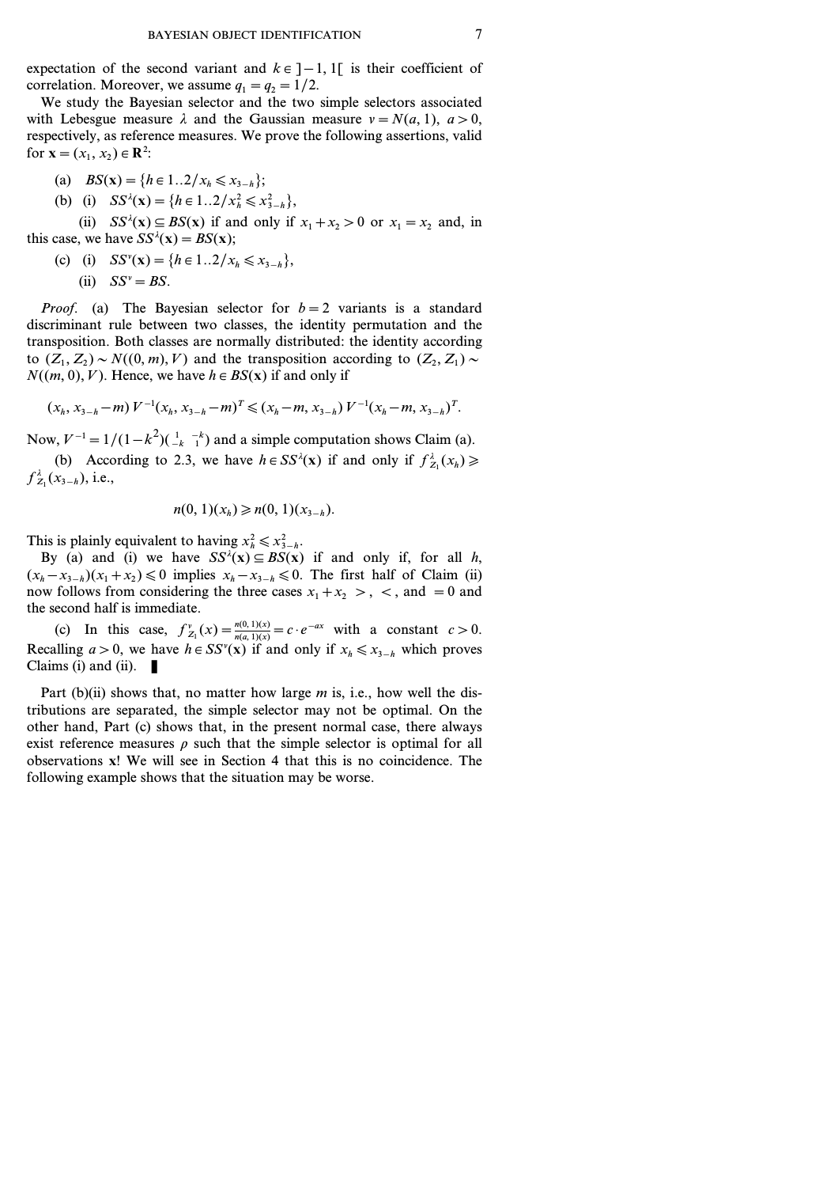expectation of the second variant and $k \in ]-1, 1[$ is their coefficient of correlation. Moreover, we assume $q_1 = q_2 = 1/2$.

We study the Bayesian selector and the two simple selectors associated with Lebesgue measure $\lambda$ and the Gaussian measure $\nu = N(a, 1)$, $a > 0$, respectively, as reference measures. We prove the following assertions, valid for $\mathbf{x} = (x_1, x_2) \in \mathbf{R}^2$:

(a) $BS(\mathbf{x}) = \{h \in 1..2 / x_h \leqslant x_{3-h}\}$;

(b) (i) $SS^\lambda(\mathbf{x}) = \{h \in 1..2 / x_h^2 \leqslant x_{3-h}^2\}$,

(ii) $SS^\lambda(\mathbf{x}) \subseteq BS(\mathbf{x})$ if and only if $x_1 + x_2 > 0$ or $x_1 = x_2$ and, in this case, we have $SS^\lambda(\mathbf{x}) = BS(\mathbf{x})$;

(c) (i) $SS^\nu(\mathbf{x}) = \{h \in 1..2 / x_h \leqslant x_{3-h}\}$,

(ii) $SS^\nu = BS$.

*Proof.* (a) The Bayesian selector for $b = 2$ variants is a standard discriminant rule between two classes, the identity permutation and the transposition. Both classes are normally distributed: the identity according to $(Z_1, Z_2) \sim N((0, m), V)$ and the transposition according to $(Z_2, Z_1) \sim N((m, 0), V)$. Hence, we have $h \in BS(\mathbf{x})$ if and only if

$$(x_h, x_{3-h} - m)\, V^{-1} (x_h, x_{3-h} - m)^T \leqslant (x_h - m, x_{3-h})\, V^{-1} (x_h - m, x_{3-h})^T.$$

Now, $V^{-1} = 1/(1-k^2) \begin{pmatrix} 1 & -k \\ -k & 1 \end{pmatrix}$ and a simple computation shows Claim (a).

(b) According to 2.3, we have $h \in SS^\lambda(\mathbf{x})$ if and only if $f^\lambda_{Z_1}(x_h) \geqslant f^\lambda_{Z_1}(x_{3-h})$, i.e.,

$$n(0, 1)(x_h) \geqslant n(0, 1)(x_{3-h}).$$

This is plainly equivalent to having $x_h^2 \leqslant x_{3-h}^2$.

By (a) and (i) we have $SS^\lambda(\mathbf{x}) \subseteq BS(\mathbf{x})$ if and only if, for all $h$, $(x_h - x_{3-h})(x_1 + x_2) \leqslant 0$ implies $x_h - x_{3-h} \leqslant 0$. The first half of Claim (ii) now follows from considering the three cases $x_1 + x_2 >, <$, and $= 0$ and the second half is immediate.

(c) In this case, $f^\nu_{Z_1}(x) = \frac{n(0, 1)(x)}{n(a, 1)(x)} = c \cdot e^{-ax}$ with a constant $c > 0$. Recalling $a > 0$, we have $h \in SS^\nu(\mathbf{x})$ if and only if $x_h \leqslant x_{3-h}$ which proves Claims (i) and (ii). ∎

Part (b)(ii) shows that, no matter how large $m$ is, i.e., how well the distributions are separated, the simple selector may not be optimal. On the other hand, Part (c) shows that, in the present normal case, there always exist reference measures $\rho$ such that the simple selector is optimal for all observations $\mathbf{x}$! We will see in Section 4 that this is no coincidence. The following example shows that the situation may be worse.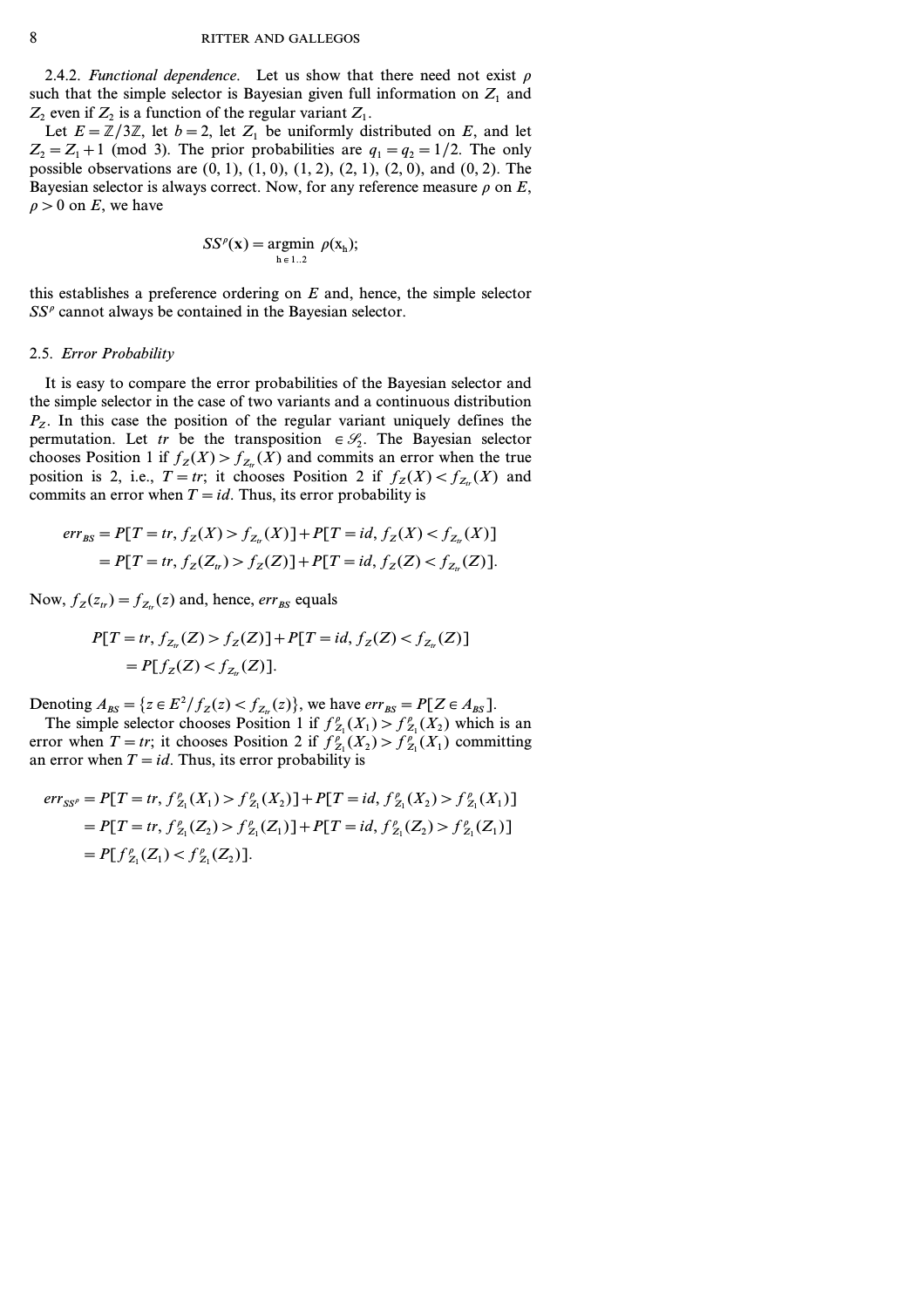2.4.2. *Functional dependence.* Let us show that there need not exist $\rho$ such that the simple selector is Bayesian given full information on $Z_1$ and $Z_2$ even if $Z_2$ is a function of the regular variant $Z_1$.

Let $E = \mathbb{Z}/3\mathbb{Z}$, let $b = 2$, let $Z_1$ be uniformly distributed on $E$, and let $Z_2 = Z_1 + 1 \pmod 3$. The prior probabilities are $q_1 = q_2 = 1/2$. The only possible observations are (0, 1), (1, 0), (1, 2), (2, 1), (2, 0), and (0, 2). The Bayesian selector is always correct. Now, for any reference measure $\rho$ on $E$, $\rho > 0$ on $E$, we have

$$SS^{\rho}(\mathbf{x}) = \underset{h \in 1..2}{\operatorname{argmin}}\ \rho(x_h);$$

this establishes a preference ordering on $E$ and, hence, the simple selector $SS^{\rho}$ cannot always be contained in the Bayesian selector.

## 2.5. *Error Probability*

It is easy to compare the error probabilities of the Bayesian selector and the simple selector in the case of two variants and a continuous distribution $P_Z$. In this case the position of the regular variant uniquely defines the permutation. Let $tr$ be the transposition $\in \mathcal{S}_2$. The Bayesian selector chooses Position 1 if $f_Z(X) > f_{Z_{tr}}(X)$ and commits an error when the true position is 2, i.e., $T = tr$; it chooses Position 2 if $f_Z(X) < f_{Z_{tr}}(X)$ and commits an error when $T = id$. Thus, its error probability is

$$\begin{aligned} err_{BS} &= P[T = tr, f_Z(X) > f_{Z_{tr}}(X)] + P[T = id, f_Z(X) < f_{Z_{tr}}(X)] \\ &= P[T = tr, f_Z(Z_{tr}) > f_Z(Z)] + P[T = id, f_Z(Z) < f_{Z_{tr}}(Z)]. \end{aligned}$$

Now, $f_Z(z_{tr}) = f_{Z_{tr}}(z)$ and, hence, $err_{BS}$ equals

$$\begin{aligned} &P[T = tr, f_{Z_{tr}}(Z) > f_Z(Z)] + P[T = id, f_Z(Z) < f_{Z_{tr}}(Z)] \\ &\quad = P[f_Z(Z) < f_{Z_{tr}}(Z)]. \end{aligned}$$

Denoting $A_{BS} = \{z \in E^2 / f_Z(z) < f_{Z_{tr}}(z)\}$, we have $err_{BS} = P[Z \in A_{BS}]$.

The simple selector chooses Position 1 if $f^{\rho}_{Z_1}(X_1) > f^{\rho}_{Z_1}(X_2)$ which is an error when $T = tr$; it chooses Position 2 if $f^{\rho}_{Z_1}(X_2) > f^{\rho}_{Z_1}(X_1)$ committing an error when $T = id$. Thus, its error probability is

$$\begin{aligned} err_{SS^{\rho}} &= P[T = tr, f^{\rho}_{Z_1}(X_1) > f^{\rho}_{Z_1}(X_2)] + P[T = id, f^{\rho}_{Z_1}(X_2) > f^{\rho}_{Z_1}(X_1)] \\ &= P[T = tr, f^{\rho}_{Z_1}(Z_2) > f^{\rho}_{Z_1}(Z_1)] + P[T = id, f^{\rho}_{Z_1}(Z_2) > f^{\rho}_{Z_1}(Z_1)] \\ &= P[f^{\rho}_{Z_1}(Z_1) < f^{\rho}_{Z_1}(Z_2)]. \end{aligned}$$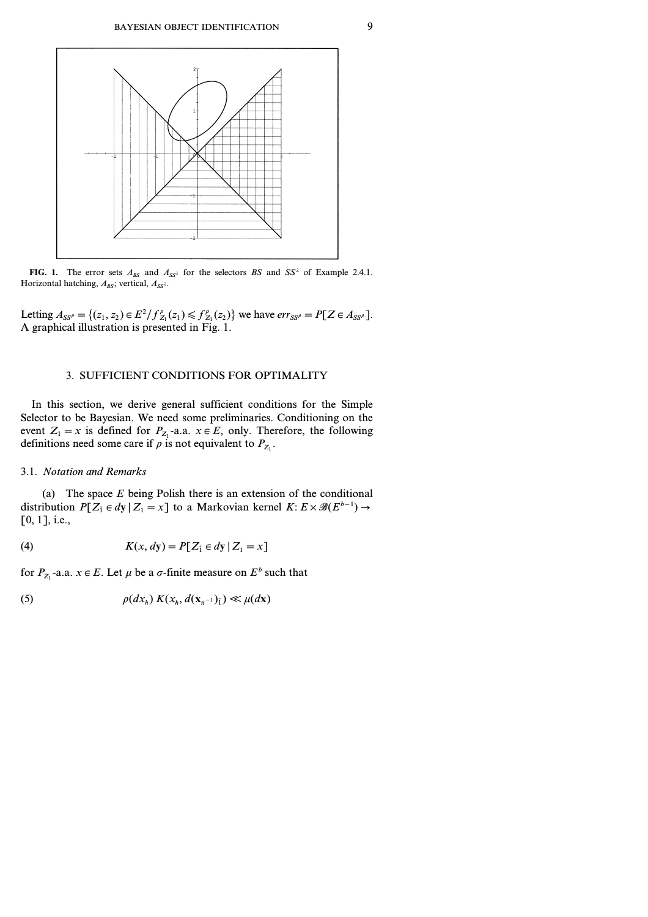**FIG. 1.** The error sets $A_{BS}$ and $A_{SS^\lambda}$ for the selectors $BS$ and $SS^\lambda$ of Example 2.4.1. Horizontal hatching, $A_{BS}$; vertical, $A_{SS^\lambda}$.

Letting $A_{SS^\rho} = \{(z_1, z_2) \in E^2 / f^\rho_{Z_1}(z_1) \leqslant f^\rho_{Z_1}(z_2)\}$ we have $err_{SS^\rho} = P[Z \in A_{SS^\rho}]$. A graphical illustration is presented in Fig. 1.

## 3. SUFFICIENT CONDITIONS FOR OPTIMALITY

In this section, we derive general sufficient conditions for the Simple Selector to be Bayesian. We need some preliminaries. Conditioning on the event $Z_1 = x$ is defined for $P_{Z_1}$-a.a. $x \in E$, only. Therefore, the following definitions need some care if $\rho$ is not equivalent to $P_{Z_1}$.

### 3.1. *Notation and Remarks*

(a) The space $E$ being Polish there is an extension of the conditional distribution $P[Z_{\hat{1}} \in d\mathbf{y} \mid Z_1 = x]$ to a Markovian kernel $K: E \times \mathscr{B}(E^{b-1}) \to [0, 1]$, i.e.,

$$K(x, d\mathbf{y}) = P[Z_{\hat{1}} \in d\mathbf{y} \mid Z_1 = x] \tag{4}$$

for $P_{Z_1}$-a.a. $x \in E$. Let $\mu$ be a $\sigma$-finite measure on $E^b$ such that

$$\rho(dx_h)\, K(x_h, d(\mathbf{x}_{\pi^{-1}})_{\hat{1}}) \ll \mu(d\mathbf{x}) \tag{5}$$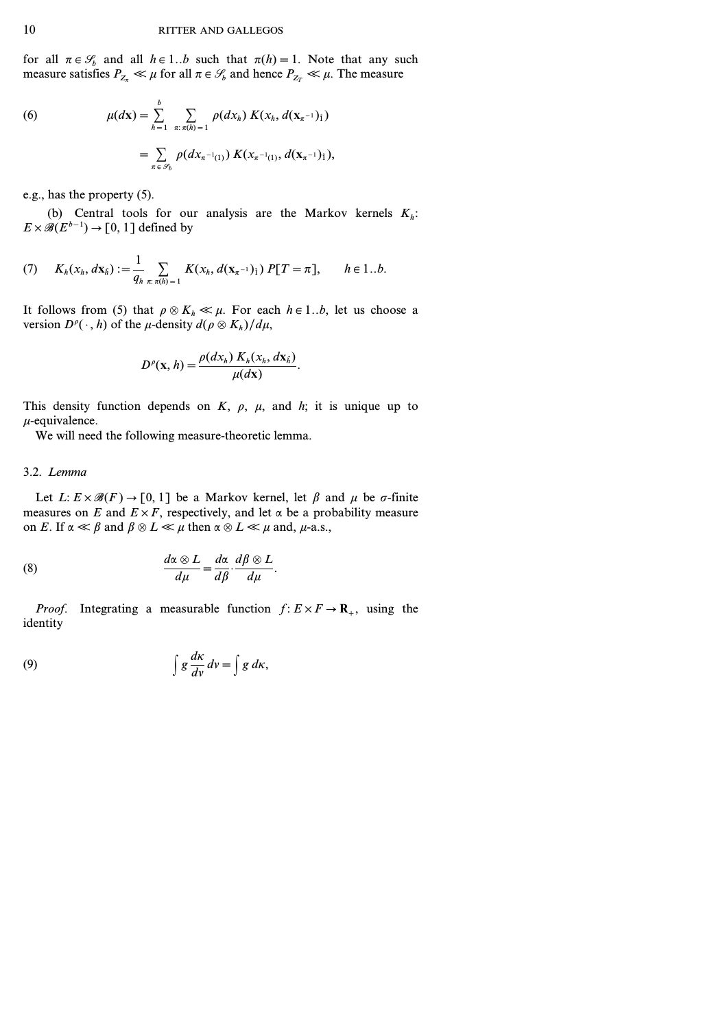for all $\pi \in \mathcal{S}_b$ and all $h \in 1..b$ such that $\pi(h) = 1$. Note that any such measure satisfies $P_{Z_\pi} \ll \mu$ for all $\pi \in \mathcal{S}_b$ and hence $P_{Z_T} \ll \mu$. The measure

$$\mu(d\mathbf{x}) = \sum_{h=1}^{b} \sum_{\pi:\, \pi(h)=1} \rho(dx_h)\, K(x_h, d(\mathbf{x}_{\pi^{-1}})_{\hat{1}}) \tag{6}$$

$$= \sum_{\pi \in \mathcal{S}_b} \rho(dx_{\pi^{-1}(1)})\, K(x_{\pi^{-1}(1)}, d(\mathbf{x}_{\pi^{-1}})_{\hat{1}}),$$

e.g., has the property (5).

(b) Central tools for our analysis are the Markov kernels $K_h$: $E \times \mathcal{B}(E^{b-1}) \to [0, 1]$ defined by

$$K_h(x_h, d\mathbf{x}_{\hat{h}}) := \frac{1}{q_h} \sum_{\pi:\, \pi(h)=1} K(x_h, d(\mathbf{x}_{\pi^{-1}})_{\hat{1}})\, P[T = \pi], \qquad h \in 1..b. \tag{7}$$

It follows from (5) that $\rho \otimes K_h \ll \mu$. For each $h \in 1..b$, let us choose a version $D^\rho(\cdot, h)$ of the $\mu$-density $d(\rho \otimes K_h)/d\mu$,

$$D^\rho(\mathbf{x}, h) = \frac{\rho(dx_h)\, K_h(x_h, d\mathbf{x}_{\hat{h}})}{\mu(d\mathbf{x})}.$$

This density function depends on $K$, $\rho$, $\mu$, and $h$; it is unique up to $\mu$-equivalence.

We will need the following measure-theoretic lemma.

### 3.2. *Lemma*

Let $L$: $E \times \mathcal{B}(F) \to [0, 1]$ be a Markov kernel, let $\beta$ and $\mu$ be $\sigma$-finite measures on $E$ and $E \times F$, respectively, and let $\alpha$ be a probability measure on $E$. If $\alpha \ll \beta$ and $\beta \otimes L \ll \mu$ then $\alpha \otimes L \ll \mu$ and, $\mu$-a.s.,

$$\frac{d\alpha \otimes L}{d\mu} = \frac{d\alpha}{d\beta} \cdot \frac{d\beta \otimes L}{d\mu}. \tag{8}$$

*Proof.* Integrating a measurable function $f$: $E \times F \to \mathbf{R}_+$, using the identity

$$\int g \frac{d\kappa}{d\nu}\, d\nu = \int g\, d\kappa, \tag{9}$$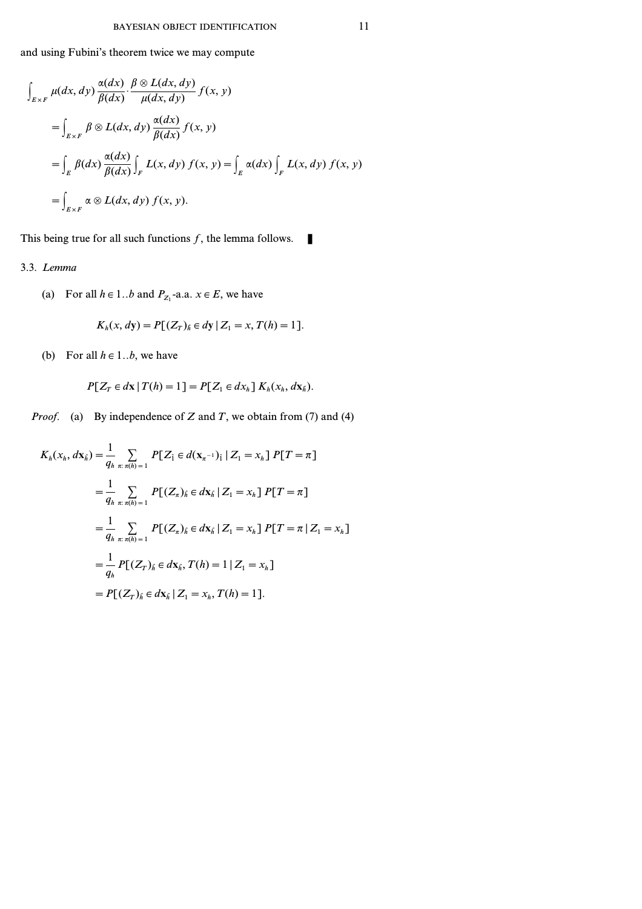and using Fubini's theorem twice we may compute

$$
\begin{aligned}
&\int_{E\times F} \mu(dx, dy)\,\frac{\alpha(dx)}{\beta(dx)}\cdot\frac{\beta\otimes L(dx, dy)}{\mu(dx, dy)}\,f(x, y)\\
&= \int_{E\times F} \beta\otimes L(dx, dy)\,\frac{\alpha(dx)}{\beta(dx)}\,f(x, y)\\
&= \int_E \beta(dx)\,\frac{\alpha(dx)}{\beta(dx)}\int_F L(dx, dy)\,f(x, y) = \int_E \alpha(dx)\int_F L(dx, dy)\,f(x, y)\\
&= \int_{E\times F} \alpha\otimes L(dx, dy)\,f(x, y).
\end{aligned}
$$

This being true for all such functions $f$, the lemma follows. ∎

3.3. *Lemma*

(a) For all $h \in 1..b$ and $P_{Z_1}$-a.a. $x \in E$, we have

$$K_h(x, d\mathbf{y}) = P[(Z_T)_{\hat{h}} \in d\mathbf{y} \mid Z_1 = x, T(h) = 1].$$

(b) For all $h \in 1..b$, we have

$$P[Z_T \in d\mathbf{x} \mid T(h) = 1] = P[Z_1 \in dx_h]\, K_h(x_h, d\mathbf{x}_{\hat{h}}).$$

*Proof.* (a) By independence of $Z$ and $T$, we obtain from (7) and (4)

$$
\begin{aligned}
K_h(x_h, d\mathbf{x}_{\hat{h}}) &= \frac{1}{q_h}\sum_{\pi:\,\pi(h)=1} P[Z_{\hat{1}} \in d(\mathbf{x}_{\pi^{-1}})_{\hat{1}} \mid Z_1 = x_h]\, P[T = \pi]\\
&= \frac{1}{q_h}\sum_{\pi:\,\pi(h)=1} P[(Z_\pi)_{\hat{h}} \in d\mathbf{x}_{\hat{h}} \mid Z_1 = x_h]\, P[T = \pi]\\
&= \frac{1}{q_h}\sum_{\pi:\,\pi(h)=1} P[(Z_\pi)_{\hat{h}} \in d\mathbf{x}_{\hat{h}} \mid Z_1 = x_h]\, P[T = \pi \mid Z_1 = x_h]\\
&= \frac{1}{q_h} P[(Z_T)_{\hat{h}} \in d\mathbf{x}_{\hat{h}}, T(h) = 1 \mid Z_1 = x_h]\\
&= P[(Z_T)_{\hat{h}} \in d\mathbf{x}_{\hat{h}} \mid Z_1 = x_h, T(h) = 1].
\end{aligned}
$$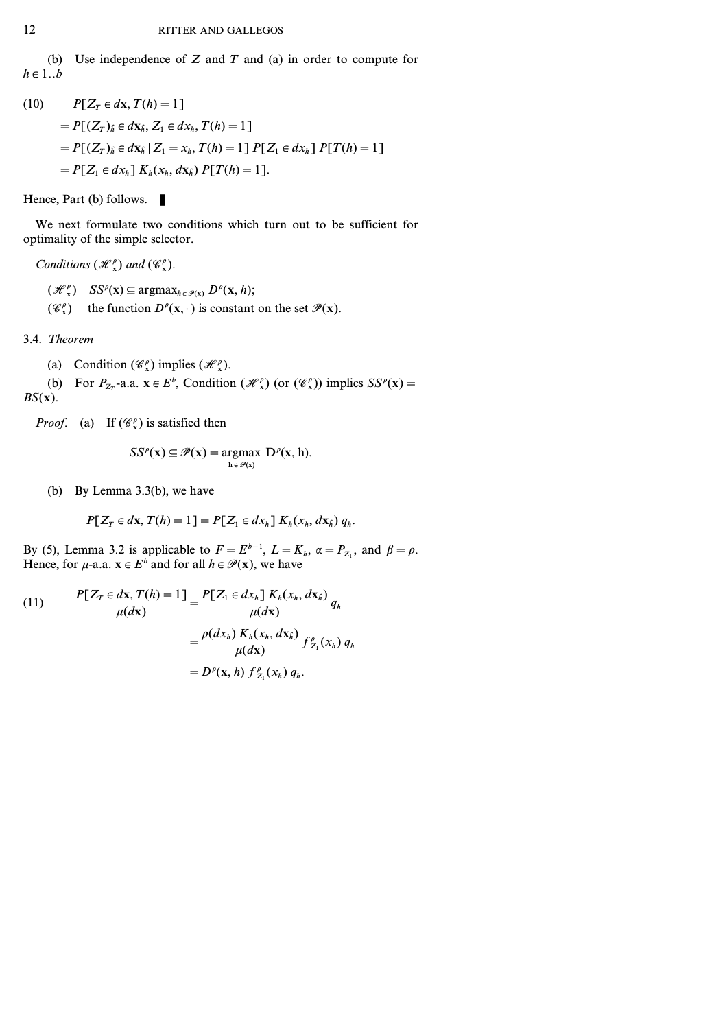(b) Use independence of $Z$ and $T$ and (a) in order to compute for $h \in 1..b$

$$
\begin{aligned}
(10) \qquad & P[Z_T \in d\mathbf{x}, T(h) = 1] \\
&= P[(Z_T)_{\hat{h}} \in d\mathbf{x}_{\hat{h}}, Z_1 \in dx_h, T(h) = 1] \\
&= P[(Z_T)_{\hat{h}} \in d\mathbf{x}_{\hat{h}} \mid Z_1 = x_h, T(h) = 1]\, P[Z_1 \in dx_h]\, P[T(h) = 1] \\
&= P[Z_1 \in dx_h]\, K_h(x_h, d\mathbf{x}_{\hat{h}})\, P[T(h) = 1].
\end{aligned}
$$

Hence, Part (b) follows. ∎

We next formulate two conditions which turn out to be sufficient for optimality of the simple selector.

*Conditions* $(\mathscr{H}^{\rho}_{\mathbf{x}})$ *and* $(\mathscr{C}^{\rho}_{\mathbf{x}})$.

- $(\mathscr{H}^{\rho}_{\mathbf{x}})$ $SS^{\rho}(\mathbf{x}) \subseteq \operatorname{argmax}_{h \in \mathscr{P}(\mathbf{x})} D^{\rho}(\mathbf{x}, h)$;
- $(\mathscr{C}^{\rho}_{\mathbf{x}})$ the function $D^{\rho}(\mathbf{x}, \cdot)$ is constant on the set $\mathscr{P}(\mathbf{x})$.

### 3.4. *Theorem*

(a) Condition $(\mathscr{C}^{\rho}_{\mathbf{x}})$ implies $(\mathscr{H}^{\rho}_{\mathbf{x}})$.

(b) For $P_{Z_T}$-a.a. $\mathbf{x} \in E^b$, Condition $(\mathscr{H}^{\rho}_{\mathbf{x}})$ (or $(\mathscr{C}^{\rho}_{\mathbf{x}})$) implies $SS^{\rho}(\mathbf{x}) = BS(\mathbf{x})$.

*Proof.* (a) If $(\mathscr{C}^{\rho}_{\mathbf{x}})$ is satisfied then

$$
SS^{\rho}(\mathbf{x}) \subseteq \mathscr{P}(\mathbf{x}) = \operatorname*{argmax}_{h \in \mathscr{P}(\mathbf{x})} D^{\rho}(\mathbf{x}, h).
$$

(b) By Lemma 3.3(b), we have

$$
P[Z_T \in d\mathbf{x}, T(h) = 1] = P[Z_1 \in dx_h]\, K_h(x_h, d\mathbf{x}_{\hat{h}})\, q_h.
$$

By (5), Lemma 3.2 is applicable to $F = E^{b-1}$, $L = K_h$, $\alpha = P_{Z_1}$, and $\beta = \rho$. Hence, for $\mu$-a.a. $\mathbf{x} \in E^b$ and for all $h \in \mathscr{P}(\mathbf{x})$, we have

$$
\begin{aligned}
(11) \qquad \frac{P[Z_T \in d\mathbf{x}, T(h) = 1]}{\mu(d\mathbf{x})} &= \frac{P[Z_1 \in dx_h]\, K_h(x_h, d\mathbf{x}_{\hat{h}})}{\mu(d\mathbf{x})}\, q_h \\
&= \frac{\rho(dx_h)\, K_h(x_h, d\mathbf{x}_{\hat{h}})}{\mu(d\mathbf{x})}\, f^{\rho}_{Z_1}(x_h)\, q_h \\
&= D^{\rho}(\mathbf{x}, h)\, f^{\rho}_{Z_1}(x_h)\, q_h.
\end{aligned}
$$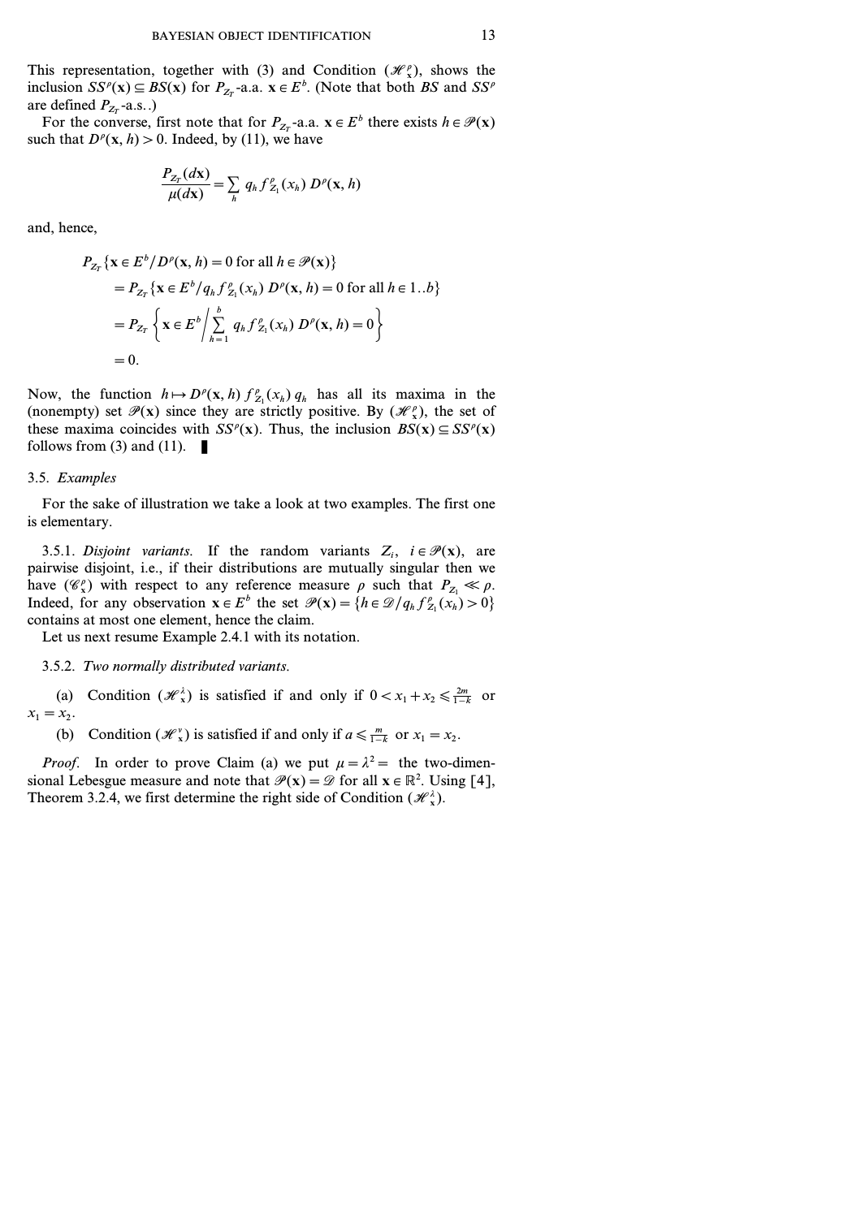This representation, together with (3) and Condition $(\mathscr{H}_{\mathbf{x}}^{\rho})$, shows the inclusion $SS^{\rho}(\mathbf{x}) \subseteq BS(\mathbf{x})$ for $P_{Z_T}$-a.a. $\mathbf{x} \in E^b$. (Note that both $BS$ and $SS^{\rho}$ are defined $P_{Z_T}$-a.s..)

For the converse, first note that for $P_{Z_T}$-a.a. $\mathbf{x} \in E^b$ there exists $h \in \mathscr{P}(\mathbf{x})$ such that $D^{\rho}(\mathbf{x}, h) > 0$. Indeed, by (11), we have

$$\frac{P_{Z_T}(d\mathbf{x})}{\mu(d\mathbf{x})} = \sum_h q_h f_{Z_1}^{\rho}(x_h)\, D^{\rho}(\mathbf{x}, h)$$

and, hence,

$$\begin{aligned}
P_{Z_T}&\{\mathbf{x} \in E^b / D^{\rho}(\mathbf{x}, h) = 0 \text{ for all } h \in \mathscr{P}(\mathbf{x})\} \\
&= P_{Z_T}\{\mathbf{x} \in E^b / q_h f_{Z_1}^{\rho}(x_h)\, D^{\rho}(\mathbf{x}, h) = 0 \text{ for all } h \in 1..b\} \\
&= P_{Z_T}\left\{\mathbf{x} \in E^b \middle/ \sum_{h=1}^{b} q_h f_{Z_1}^{\rho}(x_h)\, D^{\rho}(\mathbf{x}, h) = 0\right\} \\
&= 0.
\end{aligned}$$

Now, the function $h \mapsto D^{\rho}(\mathbf{x}, h)\, f_{Z_1}^{\rho}(x_h)\, q_h$ has all its maxima in the (nonempty) set $\mathscr{P}(\mathbf{x})$ since they are strictly positive. By $(\mathscr{H}_{\mathbf{x}}^{\rho})$, the set of these maxima coincides with $SS^{\rho}(\mathbf{x})$. Thus, the inclusion $BS(\mathbf{x}) \subseteq SS^{\rho}(\mathbf{x})$ follows from (3) and (11). ∎

### 3.5. *Examples*

For the sake of illustration we take a look at two examples. The first one is elementary.

3.5.1. *Disjoint variants.* If the random variants $Z_i$, $i \in \mathscr{P}(\mathbf{x})$, are pairwise disjoint, i.e., if their distributions are mutually singular then we have $(\mathscr{C}_{\mathbf{x}}^{\rho})$ with respect to any reference measure $\rho$ such that $P_{Z_1} \ll \rho$. Indeed, for any observation $\mathbf{x} \in E^b$ the set $\mathscr{P}(\mathbf{x}) = \{h \in \mathscr{D} / q_h f_{Z_1}^{\rho}(x_h) > 0\}$ contains at most one element, hence the claim.

Let us next resume Example 2.4.1 with its notation.

3.5.2. *Two normally distributed variants.*

(a) Condition $(\mathscr{H}_{\mathbf{x}}^{\lambda})$ is satisfied if and only if $0 < x_1 + x_2 \leq \frac{2m}{1-k}$ or $x_1 = x_2$.

(b) Condition $(\mathscr{H}_{\mathbf{x}}^{\nu})$ is satisfied if and only if $a \leq \frac{m}{1-k}$ or $x_1 = x_2$.

*Proof.* In order to prove Claim (a) we put $\mu = \lambda^2 =$ the two-dimensional Lebesgue measure and note that $\mathscr{P}(\mathbf{x}) = \mathscr{D}$ for all $\mathbf{x} \in \mathbb{R}^2$. Using [4], Theorem 3.2.4, we first determine the right side of Condition $(\mathscr{H}_{\mathbf{x}}^{\lambda})$.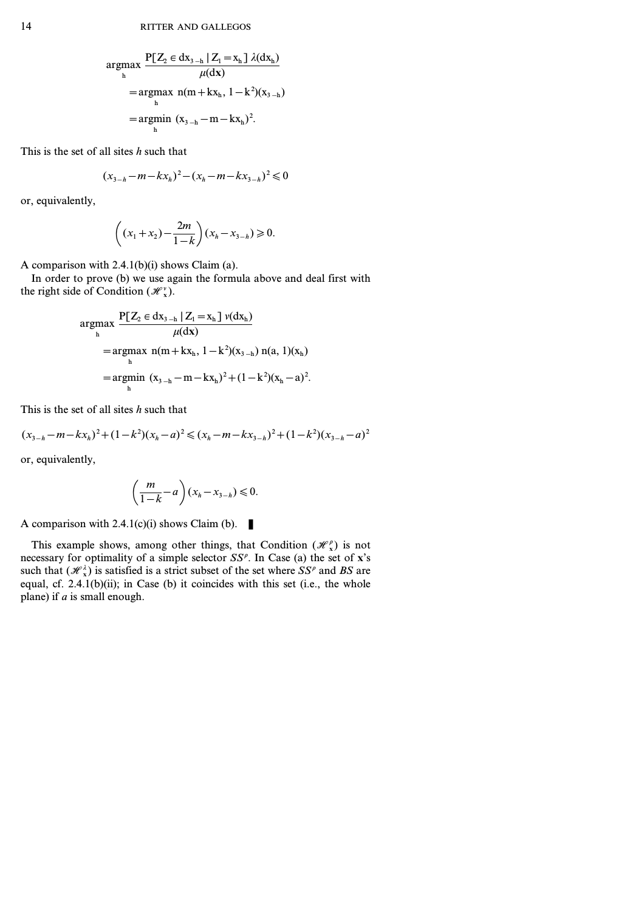$$
\begin{aligned}
&\underset{h}{\operatorname{argmax}} \frac{\mathrm{P}[\mathrm{Z}_2 \in \mathrm{dx}_{3-h} \mid \mathrm{Z}_1 = \mathrm{x}_h]\, \lambda(\mathrm{dx}_h)}{\mu(\mathbf{dx})} \\
&\quad = \underset{h}{\operatorname{argmax}}\ \mathrm{n}(\mathrm{m} + \mathrm{kx}_h, 1 - \mathrm{k}^2)(\mathrm{x}_{3-h}) \\
&\quad = \underset{h}{\operatorname{argmin}}\ (\mathrm{x}_{3-h} - \mathrm{m} - \mathrm{kx}_h)^2.
\end{aligned}
$$

This is the set of all sites $h$ such that

$$
(x_{3-h} - m - kx_h)^2 - (x_h - m - kx_{3-h})^2 \leqslant 0
$$

or, equivalently,

$$
\left((x_1 + x_2) - \frac{2m}{1-k}\right)(x_h - x_{3-h}) \geqslant 0.
$$

A comparison with 2.4.1(b)(i) shows Claim (a).

In order to prove (b) we use again the formula above and deal first with the right side of Condition $(\mathscr{H}_{\mathbf{x}}^{\nu})$.

$$
\begin{aligned}
&\underset{h}{\operatorname{argmax}} \frac{\mathrm{P}[\mathrm{Z}_2 \in \mathrm{dx}_{3-h} \mid \mathrm{Z}_1 = \mathrm{x}_h]\, \nu(\mathrm{dx}_h)}{\mu(\mathbf{dx})} \\
&\quad = \underset{h}{\operatorname{argmax}}\ \mathrm{n}(\mathrm{m} + \mathrm{kx}_h, 1 - \mathrm{k}^2)(\mathrm{x}_{3-h})\ \mathrm{n}(\mathrm{a}, 1)(\mathrm{x}_h) \\
&\quad = \underset{h}{\operatorname{argmin}}\ (\mathrm{x}_{3-h} - \mathrm{m} - \mathrm{kx}_h)^2 + (1 - \mathrm{k}^2)(\mathrm{x}_h - \mathrm{a})^2.
\end{aligned}
$$

This is the set of all sites $h$ such that

$$
(x_{3-h} - m - kx_h)^2 + (1-k^2)(x_h - a)^2 \leqslant (x_h - m - kx_{3-h})^2 + (1-k^2)(x_{3-h} - a)^2
$$

or, equivalently,

$$
\left(\frac{m}{1-k} - a\right)(x_h - x_{3-h}) \leqslant 0.
$$

A comparison with 2.4.1(c)(i) shows Claim (b). ∎

This example shows, among other things, that Condition $(\mathscr{H}_{\mathbf{x}}^{\rho})$ is not necessary for optimality of a simple selector $SS^{\rho}$. In Case (a) the set of $\mathbf{x}$'s such that $(\mathscr{H}_{\mathbf{x}}^{\lambda})$ is satisfied is a strict subset of the set where $SS^{\rho}$ and $BS$ are equal, cf. 2.4.1(b)(ii); in Case (b) it coincides with this set (i.e., the whole plane) if $a$ is small enough.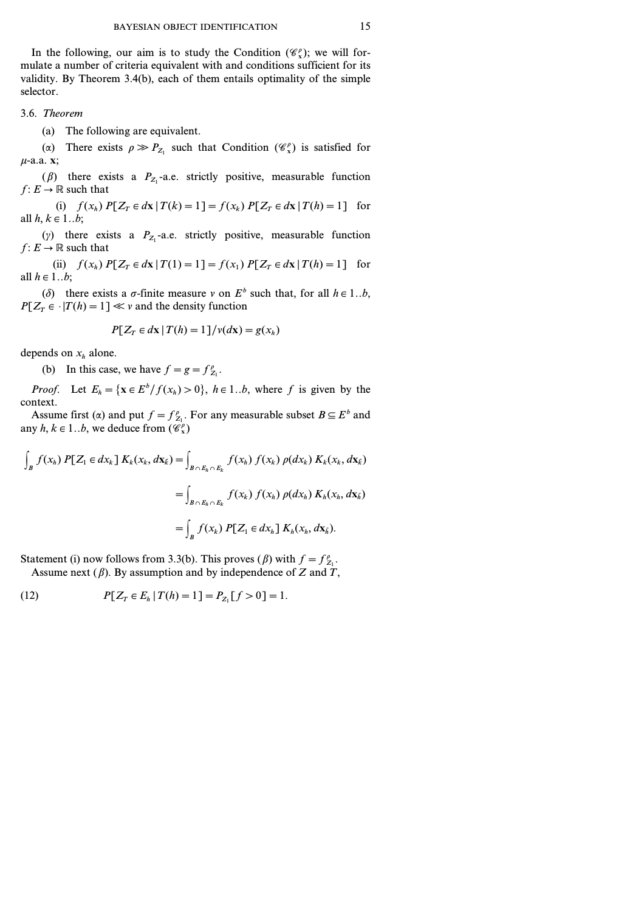In the following, our aim is to study the Condition $(\mathscr{C}_{\mathbf{x}}^{\rho})$; we will formulate a number of criteria equivalent with and conditions sufficient for its validity. By Theorem 3.4(b), each of them entails optimality of the simple selector.

3.6. *Theorem*

(a) The following are equivalent.

($\alpha$) There exists $\rho \gg P_{Z_1}$ such that Condition $(\mathscr{C}_{\mathbf{x}}^{\rho})$ is satisfied for $\mu$-a.a. $\mathbf{x}$;

($\beta$) there exists a $P_{Z_1}$-a.e. strictly positive, measurable function $f: E \to \mathbb{R}$ such that

(i) $f(x_h)\, P[Z_T \in d\mathbf{x} \,|\, T(k)=1] = f(x_k)\, P[Z_T \in d\mathbf{x} \,|\, T(h)=1]$ for all $h, k \in 1..b$;

($\gamma$) there exists a $P_{Z_1}$-a.e. strictly positive, measurable function $f: E \to \mathbb{R}$ such that

(ii) $f(x_h)\, P[Z_T \in d\mathbf{x} \,|\, T(1)=1] = f(x_1)\, P[Z_T \in d\mathbf{x} \,|\, T(h)=1]$ for all $h \in 1..b$;

($\delta$) there exists a $\sigma$-finite measure $\nu$ on $E^b$ such that, for all $h \in 1..b$, $P[Z_T \in \cdot \,|T(h)=1] \ll \nu$ and the density function

$$P[Z_T \in d\mathbf{x} \,|\, T(h)=1]/\nu(d\mathbf{x}) = g(x_h)$$

depends on $x_h$ alone.

(b) In this case, we have $f = g = f_{Z_1}^{\rho}$.

*Proof.* Let $E_h = \{\mathbf{x} \in E^b / f(x_h) > 0\}$, $h \in 1..b$, where $f$ is given by the context.

Assume first ($\alpha$) and put $f = f_{Z_1}^{\rho}$. For any measurable subset $B \subseteq E^b$ and any $h, k \in 1..b$, we deduce from $(\mathscr{C}_{\mathbf{x}}^{\rho})$

$$\begin{aligned}
\int_B f(x_h)\, P[Z_1 \in dx_k]\, K_k(x_k, d\mathbf{x}_{\hat{k}}) &= \int_{B \cap E_h \cap E_k} f(x_h)\, f(x_k)\, \rho(dx_k)\, K_k(x_k, d\mathbf{x}_{\hat{k}}) \\
&= \int_{B \cap E_h \cap E_k} f(x_k)\, f(x_h)\, \rho(dx_h)\, K_h(x_h, d\mathbf{x}_{\hat{h}}) \\
&= \int_B f(x_k)\, P[Z_1 \in dx_h]\, K_h(x_h, d\mathbf{x}_{\hat{h}}).
\end{aligned}$$

Statement (i) now follows from 3.3(b). This proves ($\beta$) with $f = f_{Z_1}^{\rho}$.

Assume next ($\beta$). By assumption and by independence of $Z$ and $T$,

$$P[Z_T \in E_h \,|\, T(h)=1] = P_{Z_1}[f > 0] = 1. \tag{12}$$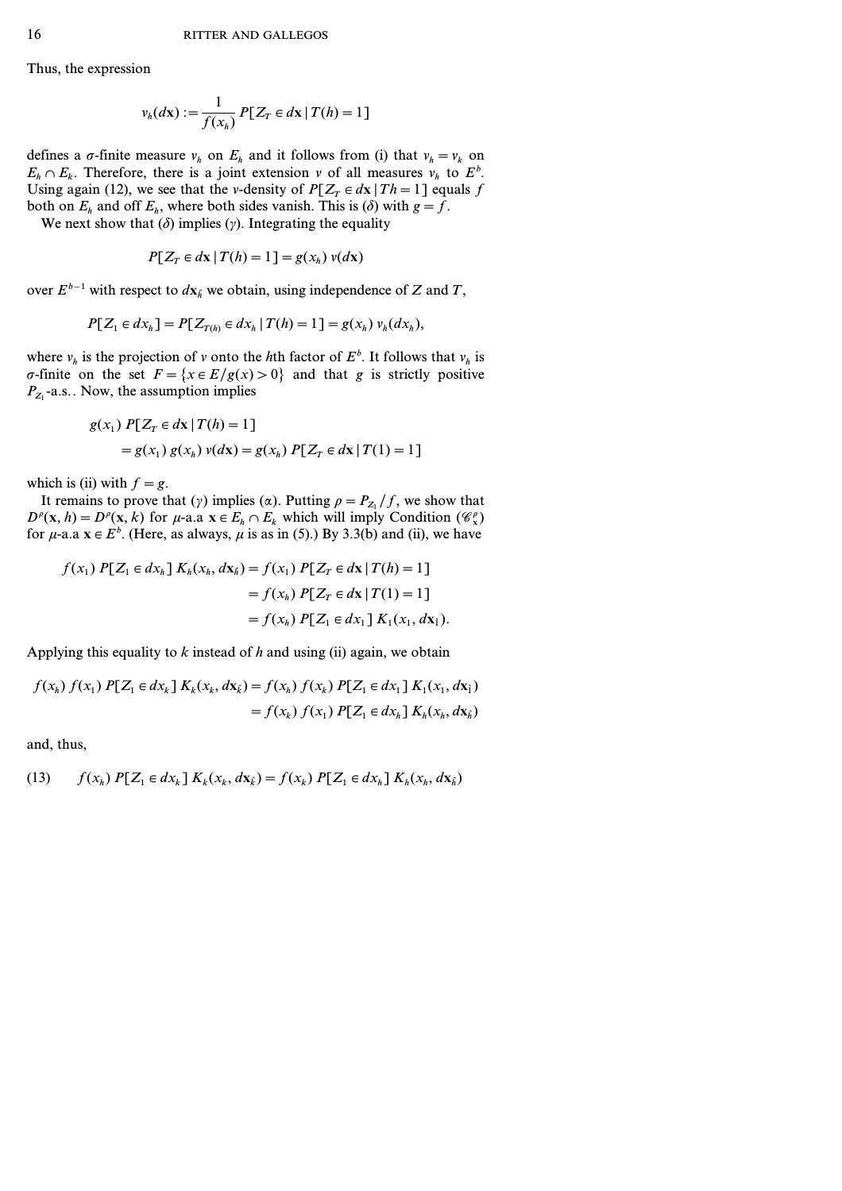Thus, the expression

$$\nu_h(d\mathbf{x}) := \frac{1}{f(x_h)} P[Z_T \in d\mathbf{x} \mid T(h) = 1]$$

defines a $\sigma$-finite measure $\nu_h$ on $E_h$ and it follows from (i) that $\nu_h = \nu_k$ on $E_h \cap E_k$. Therefore, there is a joint extension $\nu$ of all measures $\nu_h$ to $E^b$. Using again (12), we see that the $\nu$-density of $P[Z_T \in d\mathbf{x} \mid Th = 1]$ equals $f$ both on $E_h$ and off $E_h$, where both sides vanish. This is ($\delta$) with $g = f$.

We next show that ($\delta$) implies ($\gamma$). Integrating the equality

$$P[Z_T \in d\mathbf{x} \mid T(h) = 1] = g(x_h)\, \nu(d\mathbf{x})$$

over $E^{b-1}$ with respect to $d\mathbf{x}_{\hat{h}}$ we obtain, using independence of $Z$ and $T$,

$$P[Z_1 \in dx_h] = P[Z_{T(h)} \in dx_h \mid T(h) = 1] = g(x_h)\, \nu_h(dx_h),$$

where $\nu_h$ is the projection of $\nu$ onto the $h$th factor of $E^b$. It follows that $\nu_h$ is $\sigma$-finite on the set $F = \{x \in E / g(x) > 0\}$ and that $g$ is strictly positive $P_{Z_1}$-a.s.. Now, the assumption implies

$$\begin{aligned}
g(x_1)\, &P[Z_T \in d\mathbf{x} \mid T(h) = 1] \\
&= g(x_1)\, g(x_h)\, \nu(d\mathbf{x}) = g(x_h)\, P[Z_T \in d\mathbf{x} \mid T(1) = 1]
\end{aligned}$$

which is (ii) with $f = g$.

It remains to prove that ($\gamma$) implies ($\alpha$). Putting $\rho = P_{Z_1}/f$, we show that $D^\rho(\mathbf{x}, h) = D^\rho(\mathbf{x}, k)$ for $\mu$-a.a $\mathbf{x} \in E_h \cap E_k$ which will imply Condition ($\mathscr{C}^\rho_{\mathbf{x}}$) for $\mu$-a.a $\mathbf{x} \in E^b$. (Here, as always, $\mu$ is as in (5).) By 3.3(b) and (ii), we have

$$\begin{aligned}
f(x_1)\, P[Z_1 \in dx_h]\, K_h(x_h, d\mathbf{x}_{\hat{h}}) &= f(x_1)\, P[Z_T \in d\mathbf{x} \mid T(h) = 1] \\
&= f(x_h)\, P[Z_T \in d\mathbf{x} \mid T(1) = 1] \\
&= f(x_h)\, P[Z_1 \in dx_1]\, K_1(x_1, d\mathbf{x}_{\hat{1}}).
\end{aligned}$$

Applying this equality to $k$ instead of $h$ and using (ii) again, we obtain

$$\begin{aligned}
f(x_h)\, f(x_1)\, P[Z_1 \in dx_k]\, K_k(x_k, d\mathbf{x}_{\hat{k}}) &= f(x_h)\, f(x_k)\, P[Z_1 \in dx_1]\, K_1(x_1, d\mathbf{x}_{\hat{1}}) \\
&= f(x_k)\, f(x_1)\, P[Z_1 \in dx_h]\, K_h(x_h, d\mathbf{x}_{\hat{h}})
\end{aligned}$$

and, thus,

$$f(x_h)\, P[Z_1 \in dx_k]\, K_k(x_k, d\mathbf{x}_{\hat{k}}) = f(x_k)\, P[Z_1 \in dx_h]\, K_h(x_h, d\mathbf{x}_{\hat{h}}) \tag{13}$$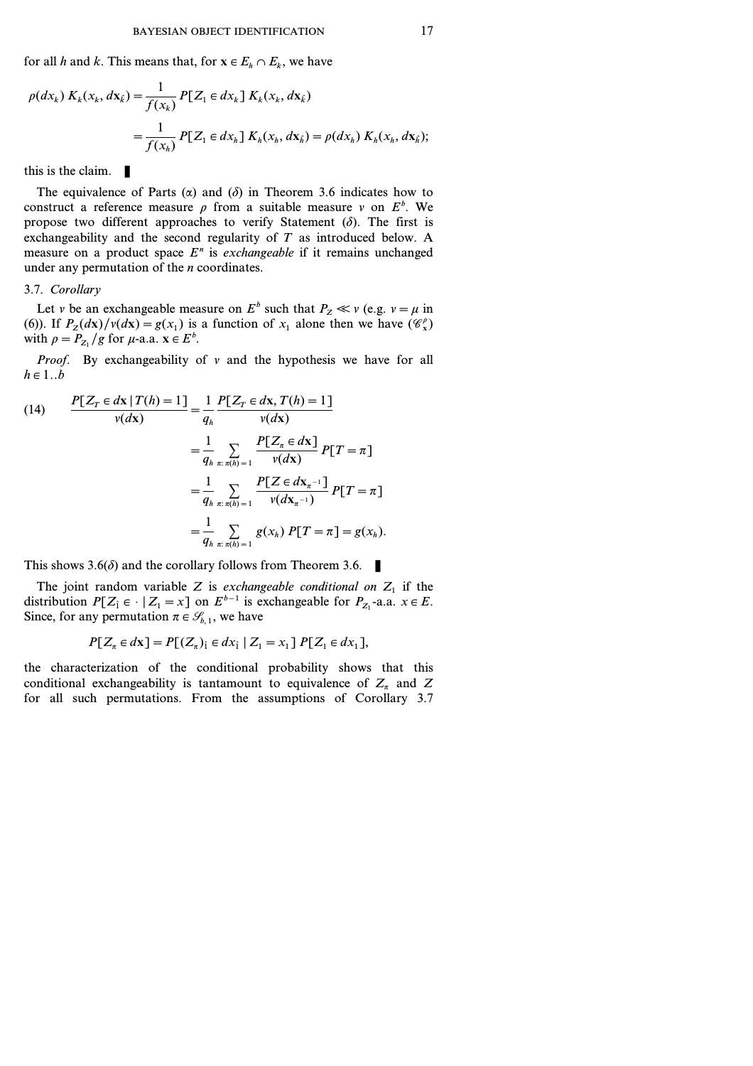for all $h$ and $k$. This means that, for $\mathbf{x} \in E_h \cap E_k$, we have

$$\rho(dx_k)\, K_k(x_k, d\mathbf{x}_{\hat{k}}) = \frac{1}{f(x_k)}\, P[Z_1 \in dx_k]\, K_k(x_k, d\mathbf{x}_{\hat{k}})$$

$$= \frac{1}{f(x_h)}\, P[Z_1 \in dx_k]\, K_h(x_h, d\mathbf{x}_{\hat{h}}) = \rho(dx_h)\, K_h(x_h, d\mathbf{x}_{\hat{h}});$$

this is the claim. ∎

The equivalence of Parts ($\alpha$) and ($\delta$) in Theorem 3.6 indicates how to construct a reference measure $\rho$ from a suitable measure $\nu$ on $E^b$. We propose two different approaches to verify Statement ($\delta$). The first is exchangeability and the second regularity of $T$ as introduced below. A measure on a product space $E^n$ is *exchangeable* if it remains unchanged under any permutation of the $n$ coordinates.

3.7. *Corollary*

Let $\nu$ be an exchangeable measure on $E^b$ such that $P_Z \ll \nu$ (e.g. $\nu = \mu$ in (6)). If $P_Z(d\mathbf{x})/\nu(d\mathbf{x}) = g(x_1)$ is a function of $x_1$ alone then we have $(\mathscr{C}_{\mathbf{x}}^{\rho})$ with $\rho = P_{Z_1}/g$ for $\mu$-a.a. $\mathbf{x} \in E^b$.

*Proof.* By exchangeability of $\nu$ and the hypothesis we have for all $h \in 1..b$

$$(14) \quad \frac{P[Z_T \in d\mathbf{x} \mid T(h) = 1]}{\nu(d\mathbf{x})} = \frac{1}{q_h} \frac{P[Z_T \in d\mathbf{x}, T(h) = 1]}{\nu(d\mathbf{x})}$$

$$= \frac{1}{q_h} \sum_{\pi:\, \pi(h)=1} \frac{P[Z_\pi \in d\mathbf{x}]}{\nu(d\mathbf{x})}\, P[T = \pi]$$

$$= \frac{1}{q_h} \sum_{\pi:\, \pi(h)=1} \frac{P[Z \in d\mathbf{x}_{\pi^{-1}}]}{\nu(d\mathbf{x}_{\pi^{-1}})}\, P[T = \pi]$$

$$= \frac{1}{q_h} \sum_{\pi:\, \pi(h)=1} g(x_h)\, P[T = \pi] = g(x_h).$$

This shows 3.6($\delta$) and the corollary follows from Theorem 3.6. ∎

The joint random variable $Z$ is *exchangeable conditional on* $Z_1$ if the distribution $P[Z_{\hat{1}} \in \cdot \mid Z_1 = x]$ on $E^{b-1}$ is exchangeable for $P_{Z_1}$-a.a. $x \in E$. Since, for any permutation $\pi \in \mathscr{S}_{b,1}$, we have

$$P[Z_\pi \in d\mathbf{x}] = P[(Z_\pi)_{\hat{1}} \in dx_{\hat{1}} \mid Z_1 = x_1]\, P[Z_1 \in dx_1],$$

the characterization of the conditional probability shows that this conditional exchangeability is tantamount to equivalence of $Z_\pi$ and $Z$ for all such permutations. From the assumptions of Corollary 3.7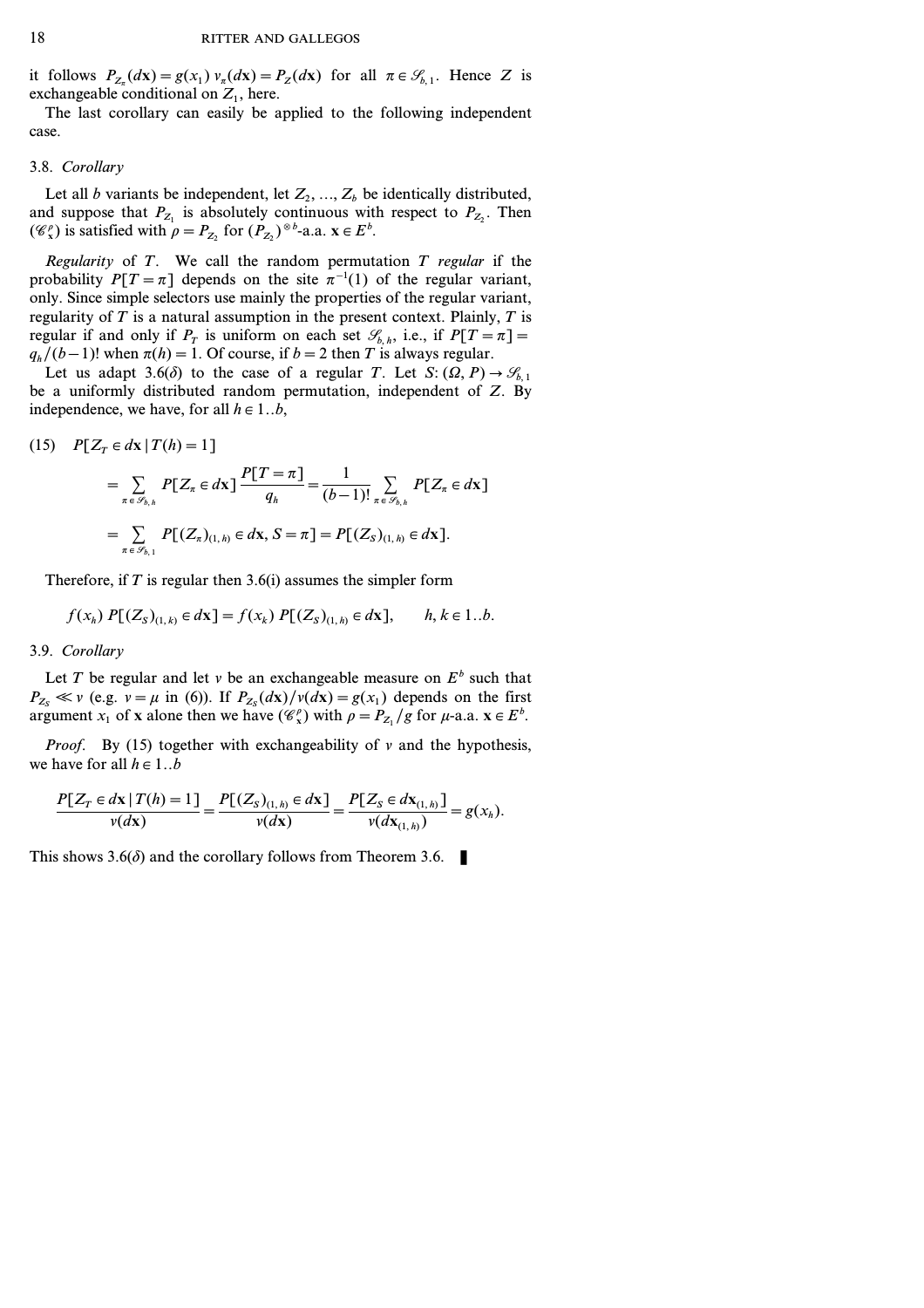it follows $P_{Z_\pi}(d\mathbf{x}) = g(x_1)\, \nu_\pi(d\mathbf{x}) = P_Z(d\mathbf{x})$ for all $\pi \in \mathscr{S}_{b,1}$. Hence $Z$ is exchangeable conditional on $Z_1$, here.

The last corollary can easily be applied to the following independent case.

### 3.8. *Corollary*

Let all $b$ variants be independent, let $Z_2, \ldots, Z_b$ be identically distributed, and suppose that $P_{Z_1}$ is absolutely continuous with respect to $P_{Z_2}$. Then $(\mathscr{C}_\mathbf{x}^\rho)$ is satisfied with $\rho = P_{Z_2}$ for $(P_{Z_2})^{\otimes b}$-a.a. $\mathbf{x} \in E^b$.

*Regularity* of $T$. We call the random permutation $T$ *regular* if the probability $P[T = \pi]$ depends on the site $\pi^{-1}(1)$ of the regular variant, only. Since simple selectors use mainly the properties of the regular variant, regularity of $T$ is a natural assumption in the present context. Plainly, $T$ is regular if and only if $P_T$ is uniform on each set $\mathscr{S}_{b,h}$, i.e., if $P[T = \pi] = q_h/(b-1)!$ when $\pi(h) = 1$. Of course, if $b = 2$ then $T$ is always regular.

Let us adapt 3.6($\delta$) to the case of a regular $T$. Let $S: (\Omega, P) \to \mathscr{S}_{b,1}$ be a uniformly distributed random permutation, independent of $Z$. By independence, we have, for all $h \in 1..b$,

$$
\begin{aligned}
(15)\quad P[Z_T \in d\mathbf{x} \mid T(h) = 1] &= \sum_{\pi \in \mathscr{S}_{b,h}} P[Z_\pi \in d\mathbf{x}] \frac{P[T = \pi]}{q_h} = \frac{1}{(b-1)!} \sum_{\pi \in \mathscr{S}_{b,h}} P[Z_\pi \in d\mathbf{x}] \\
&= \sum_{\pi \in \mathscr{S}_{b,1}} P[(Z_\pi)_{(1,h)} \in d\mathbf{x}, S = \pi] = P[(Z_S)_{(1,h)} \in d\mathbf{x}].
\end{aligned}
$$

Therefore, if $T$ is regular then 3.6(i) assumes the simpler form

$$
f(x_h)\, P[(Z_S)_{(1,k)} \in d\mathbf{x}] = f(x_k)\, P[(Z_S)_{(1,h)} \in d\mathbf{x}], \qquad h, k \in 1..b.
$$

### 3.9. *Corollary*

Let $T$ be regular and let $\nu$ be an exchangeable measure on $E^b$ such that $P_{Z_S} \ll \nu$ (e.g. $\nu = \mu$ in (6)). If $P_{Z_S}(d\mathbf{x})/\nu(d\mathbf{x}) = g(x_1)$ depends on the first argument $x_1$ of $\mathbf{x}$ alone then we have $(\mathscr{C}_\mathbf{x}^\rho)$ with $\rho = P_{Z_1}/g$ for $\mu$-a.a. $\mathbf{x} \in E^b$.

*Proof.* By (15) together with exchangeability of $\nu$ and the hypothesis, we have for all $h \in 1..b$

$$
\frac{P[Z_T \in d\mathbf{x} \mid T(h) = 1]}{\nu(d\mathbf{x})} = \frac{P[(Z_S)_{(1,h)} \in d\mathbf{x}]}{\nu(d\mathbf{x})} = \frac{P[Z_S \in d\mathbf{x}_{(1,h)}]}{\nu(d\mathbf{x}_{(1,h)})} = g(x_h).
$$

This shows 3.6($\delta$) and the corollary follows from Theorem 3.6. ∎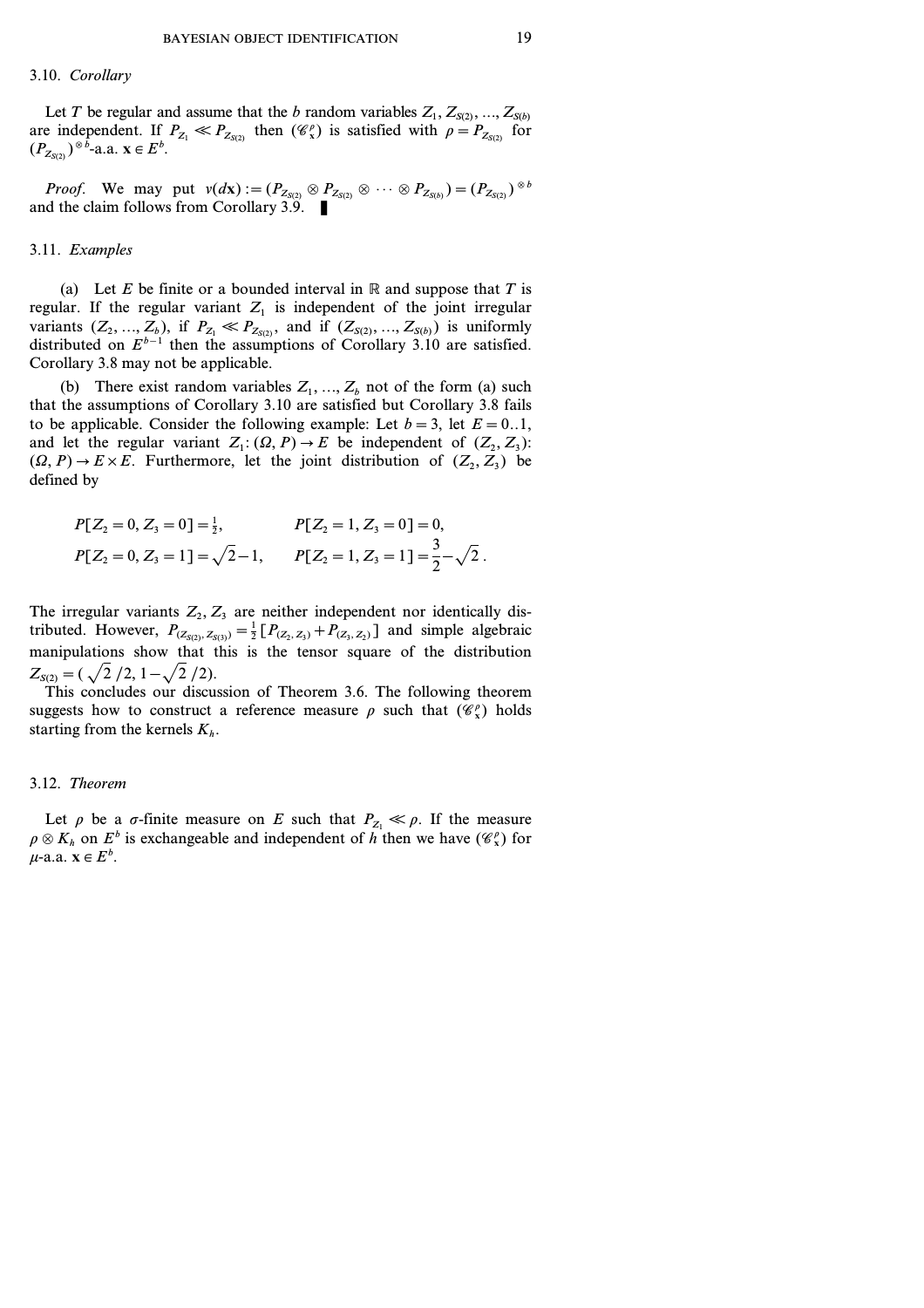### 3.10. *Corollary*

Let $T$ be regular and assume that the $b$ random variables $Z_1, Z_{S(2)}, \ldots, Z_{S(b)}$ are independent. If $P_{Z_1} \ll P_{Z_{S(2)}}$ then $(\mathscr{C}_{\mathbf{x}}^{\rho})$ is satisfied with $\rho = P_{Z_{S(2)}}$ for $(P_{Z_{S(2)}})^{\otimes b}$-a.a. $\mathbf{x} \in E^b$.

*Proof.* We may put $\nu(d\mathbf{x}) := (P_{Z_{S(2)}} \otimes P_{Z_{S(2)}} \otimes \cdots \otimes P_{Z_{S(b)}}) = (P_{Z_{S(2)}})^{\otimes b}$ and the claim follows from Corollary 3.9. ∎

### 3.11. *Examples*

(a) Let $E$ be finite or a bounded interval in $\mathbb{R}$ and suppose that $T$ is regular. If the regular variant $Z_1$ is independent of the joint irregular variants $(Z_2, \ldots, Z_b)$, if $P_{Z_1} \ll P_{Z_{S(2)}}$, and if $(Z_{S(2)}, \ldots, Z_{S(b)})$ is uniformly distributed on $E^{b-1}$ then the assumptions of Corollary 3.10 are satisfied. Corollary 3.8 may not be applicable.

(b) There exist random variables $Z_1, \ldots, Z_b$ not of the form (a) such that the assumptions of Corollary 3.10 are satisfied but Corollary 3.8 fails to be applicable. Consider the following example: Let $b = 3$, let $E = 0..1$, and let the regular variant $Z_1 : (\Omega, P) \to E$ be independent of $(Z_2, Z_3)$: $(\Omega, P) \to E \times E$. Furthermore, let the joint distribution of $(Z_2, Z_3)$ be defined by

$$P[Z_2 = 0, Z_3 = 0] = \tfrac{1}{2}, \qquad P[Z_2 = 1, Z_3 = 0] = 0,$$

$$P[Z_2 = 0, Z_3 = 1] = \sqrt{2} - 1, \qquad P[Z_2 = 1, Z_3 = 1] = \frac{3}{2} - \sqrt{2}.$$

The irregular variants $Z_2, Z_3$ are neither independent nor identically distributed. However, $P_{(Z_{S(2)}, Z_{S(3)})} = \frac{1}{2}[P_{(Z_2, Z_3)} + P_{(Z_3, Z_2)}]$ and simple algebraic manipulations show that this is the tensor square of the distribution $Z_{S(2)} = (\sqrt{2}/2, 1 - \sqrt{2}/2)$.

This concludes our discussion of Theorem 3.6. The following theorem suggests how to construct a reference measure $\rho$ such that $(\mathscr{C}_{\mathbf{x}}^{\rho})$ holds starting from the kernels $K_h$.

### 3.12. *Theorem*

Let $\rho$ be a $\sigma$-finite measure on $E$ such that $P_{Z_1} \ll \rho$. If the measure $\rho \otimes K_h$ on $E^b$ is exchangeable and independent of $h$ then we have $(\mathscr{C}_{\mathbf{x}}^{\rho})$ for $\mu$-a.a. $\mathbf{x} \in E^b$.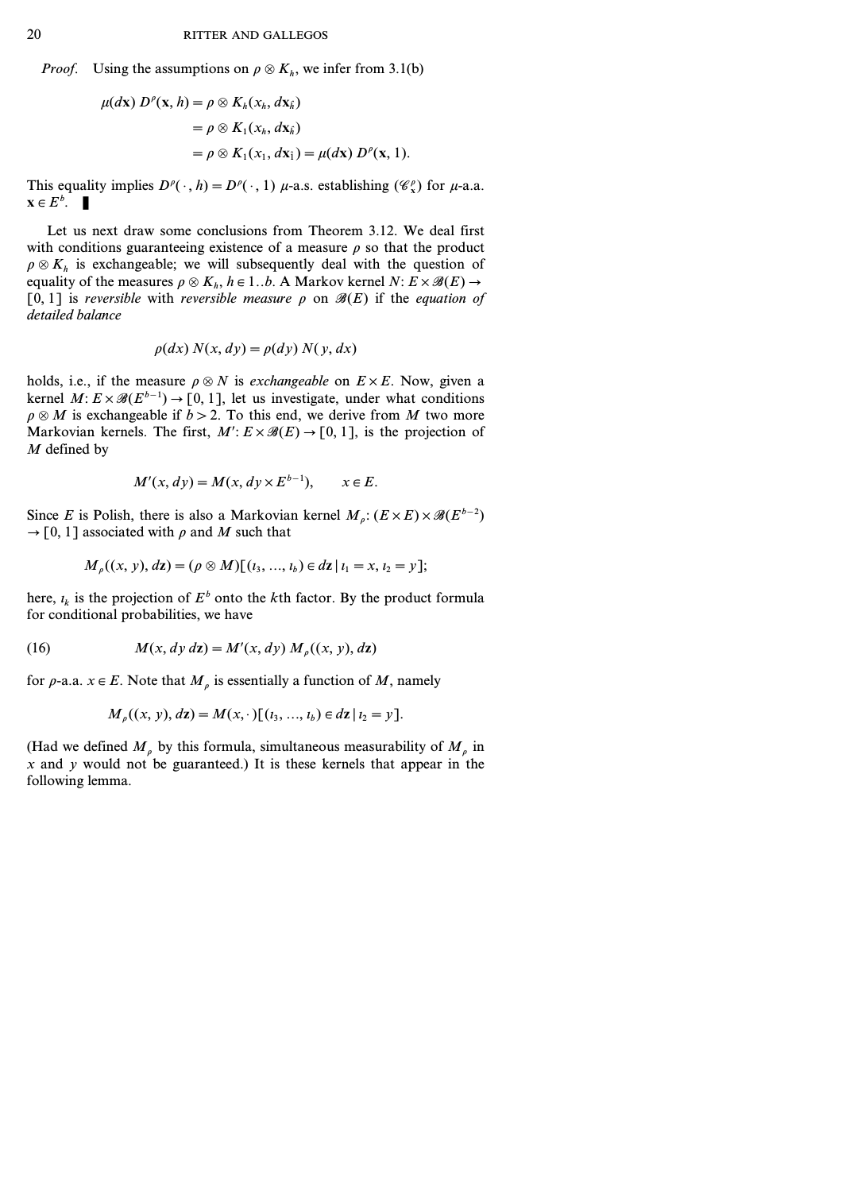*Proof.* Using the assumptions on $\rho \otimes K_h$, we infer from 3.1(b)

$$\begin{aligned}
\mu(d\mathbf{x})\, D^\rho(\mathbf{x}, h) &= \rho \otimes K_h(x_h, d\mathbf{x}_{\hat{h}}) \\
&= \rho \otimes K_1(x_h, d\mathbf{x}_{\hat{h}}) \\
&= \rho \otimes K_1(x_1, d\mathbf{x}_{\hat{1}}) = \mu(d\mathbf{x})\, D^\rho(\mathbf{x}, 1).
\end{aligned}$$

This equality implies $D^\rho(\cdot, h) = D^\rho(\cdot, 1)$ $\mu$-a.s. establishing $(\mathscr{C}_{\mathbf{x}}^\rho)$ for $\mu$-a.a. $\mathbf{x} \in E^b$. ∎

Let us next draw some conclusions from Theorem 3.12. We deal first with conditions guaranteeing existence of a measure $\rho$ so that the product $\rho \otimes K_h$ is exchangeable; we will subsequently deal with the question of equality of the measures $\rho \otimes K_h$, $h \in 1..b$. A Markov kernel $N\colon E \times \mathscr{B}(E) \to [0, 1]$ is *reversible* with *reversible measure* $\rho$ on $\mathscr{B}(E)$ if the *equation of detailed balance*

$$\rho(dx)\, N(x, dy) = \rho(dy)\, N(y, dx)$$

holds, i.e., if the measure $\rho \otimes N$ is *exchangeable* on $E \times E$. Now, given a kernel $M\colon E \times \mathscr{B}(E^{b-1}) \to [0, 1]$, let us investigate, under what conditions $\rho \otimes M$ is exchangeable if $b > 2$. To this end, we derive from $M$ two more Markovian kernels. The first, $M'\colon E \times \mathscr{B}(E) \to [0, 1]$, is the projection of $M$ defined by

$$M'(x, dy) = M(x, dy \times E^{b-1}), \qquad x \in E.$$

Since $E$ is Polish, there is also a Markovian kernel $M_\rho\colon (E \times E) \times \mathscr{B}(E^{b-2}) \to [0, 1]$ associated with $\rho$ and $M$ such that

$$M_\rho((x, y), d\mathbf{z}) = (\rho \otimes M)[(\iota_3, \ldots, \iota_b) \in d\mathbf{z} \mid \iota_1 = x, \iota_2 = y];$$

here, $\iota_k$ is the projection of $E^b$ onto the $k$th factor. By the product formula for conditional probabilities, we have

$$M(x, dy\, d\mathbf{z}) = M'(x, dy)\, M_\rho((x, y), d\mathbf{z}) \tag{16}$$

for $\rho$-a.a. $x \in E$. Note that $M_\rho$ is essentially a function of $M$, namely

$$M_\rho((x, y), d\mathbf{z}) = M(x, \cdot)[(\iota_3, \ldots, \iota_b) \in d\mathbf{z} \mid \iota_2 = y].$$

(Had we defined $M_\rho$ by this formula, simultaneous measurability of $M_\rho$ in $x$ and $y$ would not be guaranteed.) It is these kernels that appear in the following lemma.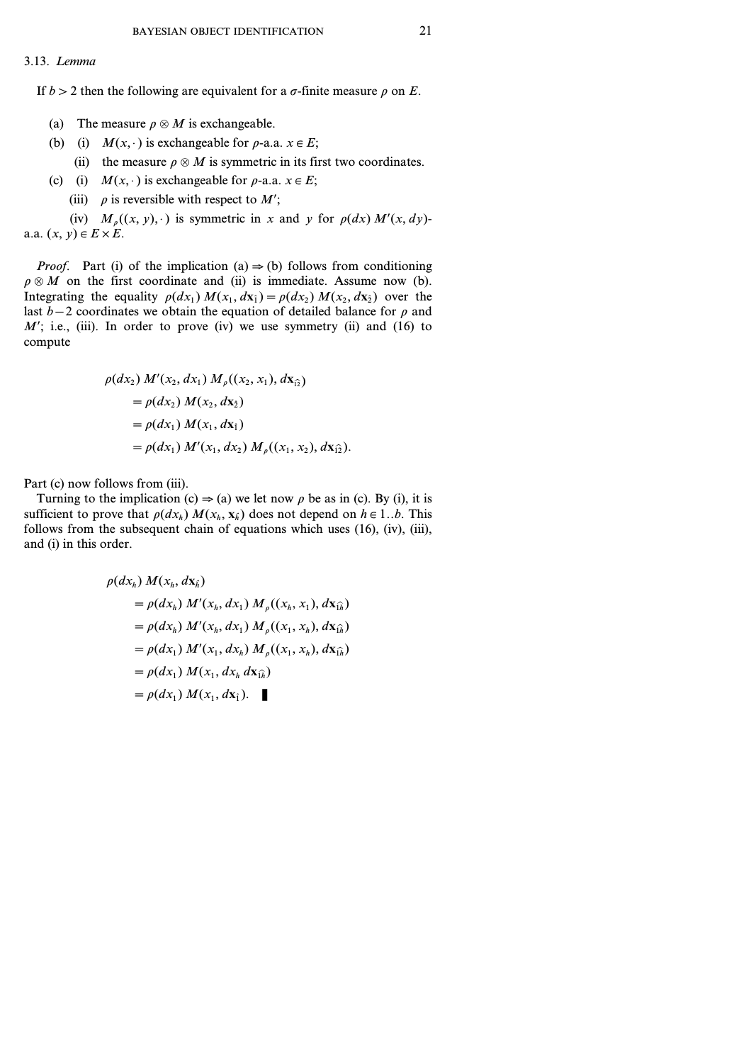3.13. *Lemma*

If $b > 2$ then the following are equivalent for a $\sigma$-finite measure $\rho$ on $E$.

(a) The measure $\rho \otimes M$ is exchangeable.

(b) (i) $M(x, \cdot)$ is exchangeable for $\rho$-a.a. $x \in E$;

(ii) the measure $\rho \otimes M$ is symmetric in its first two coordinates.

(c) (i) $M(x, \cdot)$ is exchangeable for $\rho$-a.a. $x \in E$;

(iii) $\rho$ is reversible with respect to $M'$;

(iv) $M_\rho((x, y), \cdot)$ is symmetric in $x$ and $y$ for $\rho(dx)\, M'(x, dy)$-a.a. $(x, y) \in E \times E$.

*Proof.* Part (i) of the implication (a) $\Rightarrow$ (b) follows from conditioning $\rho \otimes M$ on the first coordinate and (ii) is immediate. Assume now (b). Integrating the equality $\rho(dx_1)\, M(x_1, d\mathbf{x}_{\hat{1}}) = \rho(dx_2)\, M(x_2, d\mathbf{x}_{\hat{2}})$ over the last $b-2$ coordinates we obtain the equation of detailed balance for $\rho$ and $M'$; i.e., (iii). In order to prove (iv) we use symmetry (ii) and (16) to compute

$$
\begin{aligned}
&\rho(dx_2)\, M'(x_2, dx_1)\, M_\rho((x_2, x_1), d\mathbf{x}_{\widehat{12}}) \\
&\quad = \rho(dx_2)\, M(x_2, d\mathbf{x}_{\hat{2}}) \\
&\quad = \rho(dx_1)\, M(x_1, d\mathbf{x}_{\hat{1}}) \\
&\quad = \rho(dx_1)\, M'(x_1, dx_2)\, M_\rho((x_1, x_2), d\mathbf{x}_{\widehat{12}}).
\end{aligned}
$$

Part (c) now follows from (iii).

Turning to the implication (c) $\Rightarrow$ (a) we let now $\rho$ be as in (c). By (i), it is sufficient to prove that $\rho(dx_h)\, M(x_h, \mathbf{x}_{\hat{h}})$ does not depend on $h \in 1..b$. This follows from the subsequent chain of equations which uses (16), (iv), (iii), and (i) in this order.

$$
\begin{aligned}
&\rho(dx_h)\, M(x_h, d\mathbf{x}_{\hat{h}}) \\
&\quad = \rho(dx_h)\, M'(x_h, dx_1)\, M_\rho((x_h, x_1), d\mathbf{x}_{\widehat{1h}}) \\
&\quad = \rho(dx_h)\, M'(x_h, dx_1)\, M_\rho((x_1, x_h), d\mathbf{x}_{\widehat{1h}}) \\
&\quad = \rho(dx_1)\, M'(x_1, dx_h)\, M_\rho((x_1, x_h), d\mathbf{x}_{\widehat{1h}}) \\
&\quad = \rho(dx_1)\, M(x_1, dx_h\, d\mathbf{x}_{\widehat{1h}}) \\
&\quad = \rho(dx_1)\, M(x_1, d\mathbf{x}_{\hat{1}}). \quad \blacksquare
\end{aligned}
$$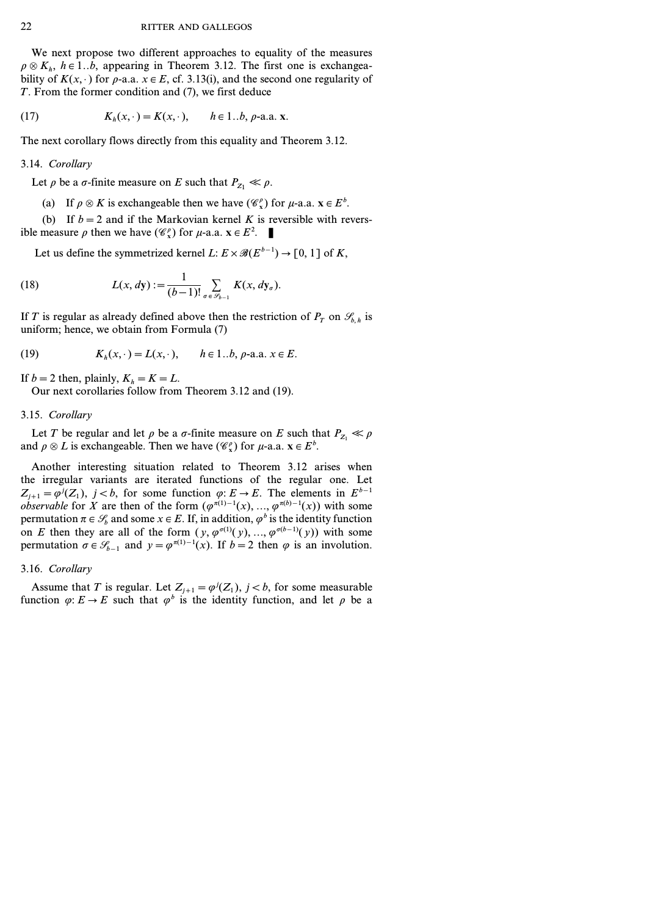We next propose two different approaches to equality of the measures $\rho \otimes K_h$, $h \in 1..b$, appearing in Theorem 3.12. The first one is exchangeability of $K(x, \cdot)$ for $\rho$-a.a. $x \in E$, cf. 3.13(i), and the second one regularity of $T$. From the former condition and (7), we first deduce

$$K_h(x, \cdot) = K(x, \cdot), \qquad h \in 1..b, \ \rho\text{-a.a. } \mathbf{x}. \tag{17}$$

The next corollary flows directly from this equality and Theorem 3.12.

3.14. *Corollary*

Let $\rho$ be a $\sigma$-finite measure on $E$ such that $P_{Z_1} \ll \rho$.

(a) If $\rho \otimes K$ is exchangeable then we have $(\mathscr{C}_{\mathbf{x}}^{\rho})$ for $\mu$-a.a. $\mathbf{x} \in E^b$.

(b) If $b = 2$ and if the Markovian kernel $K$ is reversible with reversible measure $\rho$ then we have $(\mathscr{C}_{\mathbf{x}}^{\rho})$ for $\mu$-a.a. $\mathbf{x} \in E^2$. ▮

Let us define the symmetrized kernel $L: E \times \mathscr{B}(E^{b-1}) \to [0, 1]$ of $K$,

$$L(x, d\mathbf{y}) := \frac{1}{(b-1)!} \sum_{\sigma \in \mathscr{S}_{b-1}} K(x, d\mathbf{y}_\sigma). \tag{18}$$

If $T$ is regular as already defined above then the restriction of $P_T$ on $\mathscr{S}_{b,h}$ is uniform; hence, we obtain from Formula (7)

$$K_h(x, \cdot) = L(x, \cdot), \qquad h \in 1..b, \ \rho\text{-a.a. } x \in E. \tag{19}$$

If $b = 2$ then, plainly, $K_h = K = L$.

Our next corollaries follow from Theorem 3.12 and (19).

3.15. *Corollary*

Let $T$ be regular and let $\rho$ be a $\sigma$-finite measure on $E$ such that $P_{Z_1} \ll \rho$ and $\rho \otimes L$ is exchangeable. Then we have $(\mathscr{C}_{\mathbf{x}}^{\rho})$ for $\mu$-a.a. $\mathbf{x} \in E^b$.

Another interesting situation related to Theorem 3.12 arises when the irregular variants are iterated functions of the regular one. Let $Z_{j+1} = \varphi^j(Z_1)$, $j < b$, for some function $\varphi: E \to E$. The elements in $E^{b-1}$ *observable* for $X$ are then of the form $(\varphi^{\pi(1)-1}(x), ..., \varphi^{\pi(b)-1}(x))$ with some permutation $\pi \in \mathscr{S}_b$ and some $x \in E$. If, in addition, $\varphi^b$ is the identity function on $E$ then they are all of the form $(y, \varphi^{\sigma(1)}(y), ..., \varphi^{\sigma(b-1)}(y))$ with some permutation $\sigma \in \mathscr{S}_{b-1}$ and $y = \varphi^{\pi(1)-1}(x)$. If $b = 2$ then $\varphi$ is an involution.

3.16. *Corollary*

Assume that $T$ is regular. Let $Z_{j+1} = \varphi^j(Z_1)$, $j < b$, for some measurable function $\varphi: E \to E$ such that $\varphi^b$ is the identity function, and let $\rho$ be a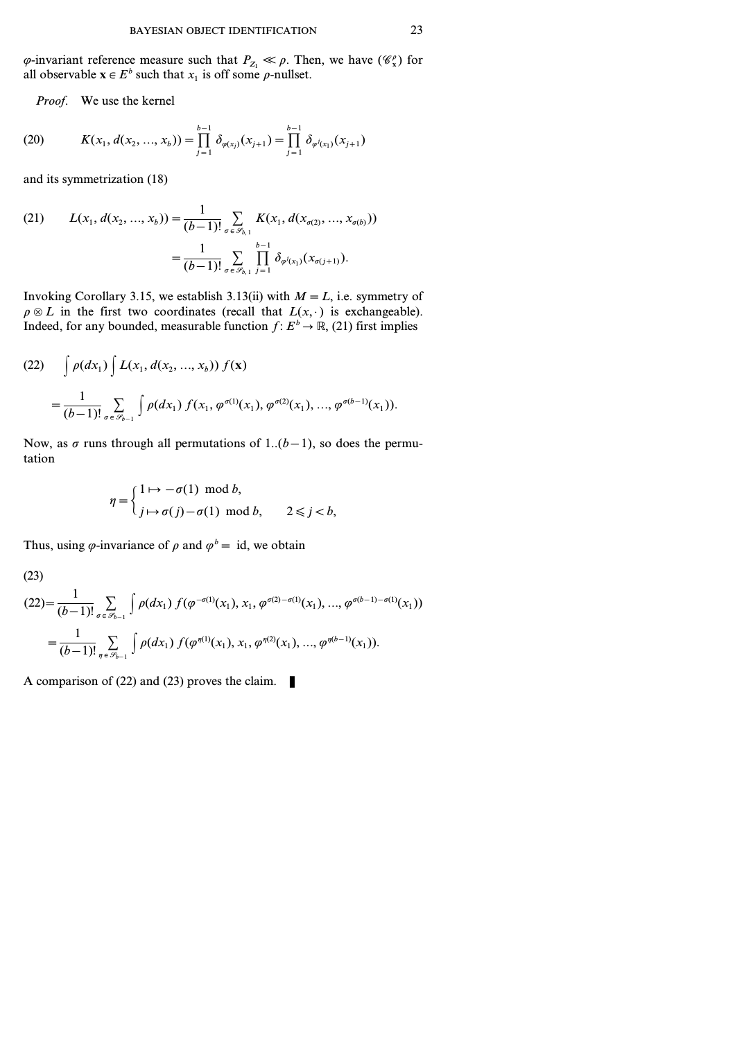$\varphi$-invariant reference measure such that $P_{Z_1} \ll \rho$. Then, we have $(\mathscr{C}_{\mathbf{x}}^{\rho})$ for all observable $\mathbf{x} \in E^b$ such that $x_1$ is off some $\rho$-nullset.

*Proof.* We use the kernel

$$K(x_1, d(x_2, \ldots, x_b)) = \prod_{j=1}^{b-1} \delta_{\varphi(x_j)}(x_{j+1}) = \prod_{j=1}^{b-1} \delta_{\varphi^j(x_1)}(x_{j+1}) \tag{20}$$

and its symmetrization (18)

$$\begin{aligned} L(x_1, d(x_2, \ldots, x_b)) &= \frac{1}{(b-1)!} \sum_{\sigma \in \mathscr{S}_{b,1}} K(x_1, d(x_{\sigma(2)}, \ldots, x_{\sigma(b)})) \\ &= \frac{1}{(b-1)!} \sum_{\sigma \in \mathscr{S}_{b,1}} \prod_{j=1}^{b-1} \delta_{\varphi^j(x_1)}(x_{\sigma(j+1)}). \end{aligned} \tag{21}$$

Invoking Corollary 3.15, we establish 3.13(ii) with $M = L$, i.e. symmetry of $\rho \otimes L$ in the first two coordinates (recall that $L(x, \cdot)$ is exchangeable). Indeed, for any bounded, measurable function $f\colon E^b \to \mathbb{R}$, (21) first implies

$$\begin{aligned} &\int \rho(dx_1) \int L(x_1, d(x_2, \ldots, x_b))\, f(\mathbf{x}) \\ &= \frac{1}{(b-1)!} \sum_{\sigma \in \mathscr{S}_{b-1}} \int \rho(dx_1)\, f(x_1, \varphi^{\sigma(1)}(x_1), \varphi^{\sigma(2)}(x_1), \ldots, \varphi^{\sigma(b-1)}(x_1)). \end{aligned} \tag{22}$$

Now, as $\sigma$ runs through all permutations of 1..$(b-1)$, so does the permutation

$$\eta = \begin{cases} 1 \mapsto -\sigma(1) \mod b, \\ j \mapsto \sigma(j) - \sigma(1) \mod b, \qquad 2 \leqslant j < b, \end{cases}$$

Thus, using $\varphi$-invariance of $\rho$ and $\varphi^b = \text{id}$, we obtain

$$\begin{aligned} (22) &= \frac{1}{(b-1)!} \sum_{\sigma \in \mathscr{S}_{b-1}} \int \rho(dx_1)\, f(\varphi^{-\sigma(1)}(x_1), x_1, \varphi^{\sigma(2)-\sigma(1)}(x_1), \ldots, \varphi^{\sigma(b-1)-\sigma(1)}(x_1)) \\ &= \frac{1}{(b-1)!} \sum_{\eta \in \mathscr{S}_{b-1}} \int \rho(dx_1)\, f(\varphi^{\eta(1)}(x_1), x_1, \varphi^{\eta(2)}(x_1), \ldots, \varphi^{\eta(b-1)}(x_1)). \end{aligned} \tag{23}$$

A comparison of (22) and (23) proves the claim. ∎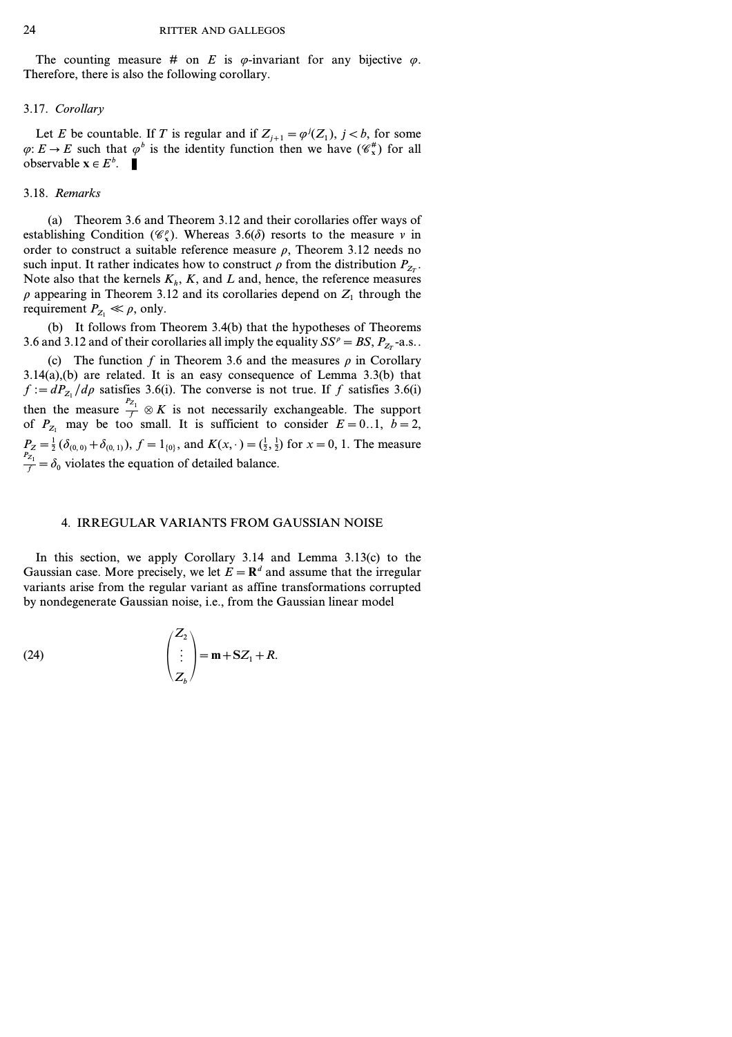The counting measure # on $E$ is $\varphi$-invariant for any bijective $\varphi$. Therefore, there is also the following corollary.

### 3.17. *Corollary*

Let $E$ be countable. If $T$ is regular and if $Z_{j+1} = \varphi^j(Z_1)$, $j < b$, for some $\varphi: E \to E$ such that $\varphi^b$ is the identity function then we have $(\mathscr{C}^{\#}_{\mathbf{x}})$ for all observable $\mathbf{x} \in E^b$. ▮

### 3.18. *Remarks*

(a) Theorem 3.6 and Theorem 3.12 and their corollaries offer ways of establishing Condition $(\mathscr{C}^{\rho}_{\mathbf{x}})$. Whereas 3.6($\delta$) resorts to the measure $\nu$ in order to construct a suitable reference measure $\rho$, Theorem 3.12 needs no such input. It rather indicates how to construct $\rho$ from the distribution $P_{Z_T}$. Note also that the kernels $K_h$, $K$, and $L$ and, hence, the reference measures $\rho$ appearing in Theorem 3.12 and its corollaries depend on $Z_1$ through the requirement $P_{Z_1} \ll \rho$, only.

(b) It follows from Theorem 3.4(b) that the hypotheses of Theorems 3.6 and 3.12 and of their corollaries all imply the equality $SS^{\rho} = BS$, $P_{Z_T}$-a.s..

(c) The function $f$ in Theorem 3.6 and the measures $\rho$ in Corollary 3.14(a),(b) are related. It is an easy consequence of Lemma 3.3(b) that $f := dP_{Z_1}/d\rho$ satisfies 3.6(i). The converse is not true. If $f$ satisfies 3.6(i) then the measure $\frac{P_{Z_1}}{f} \otimes K$ is not necessarily exchangeable. The support of $P_{Z_1}$ may be too small. It is sufficient to consider $E = 0..1$, $b = 2$, $P_Z = \frac{1}{2}(\delta_{(0,0)} + \delta_{(0,1)})$, $f = 1_{\{0\}}$, and $K(x, \cdot) = (\frac{1}{2}, \frac{1}{2})$ for $x = 0, 1$. The measure $\frac{P_{Z_1}}{f} = \delta_0$ violates the equation of detailed balance.

## 4. IRREGULAR VARIANTS FROM GAUSSIAN NOISE

In this section, we apply Corollary 3.14 and Lemma 3.13(c) to the Gaussian case. More precisely, we let $E = \mathbf{R}^d$ and assume that the irregular variants arise from the regular variant as affine transformations corrupted by nondegenerate Gaussian noise, i.e., from the Gaussian linear model

$$
\begin{pmatrix} Z_2 \\ \vdots \\ Z_b \end{pmatrix} = \mathbf{m} + \mathbf{S}Z_1 + R. \tag{24}
$$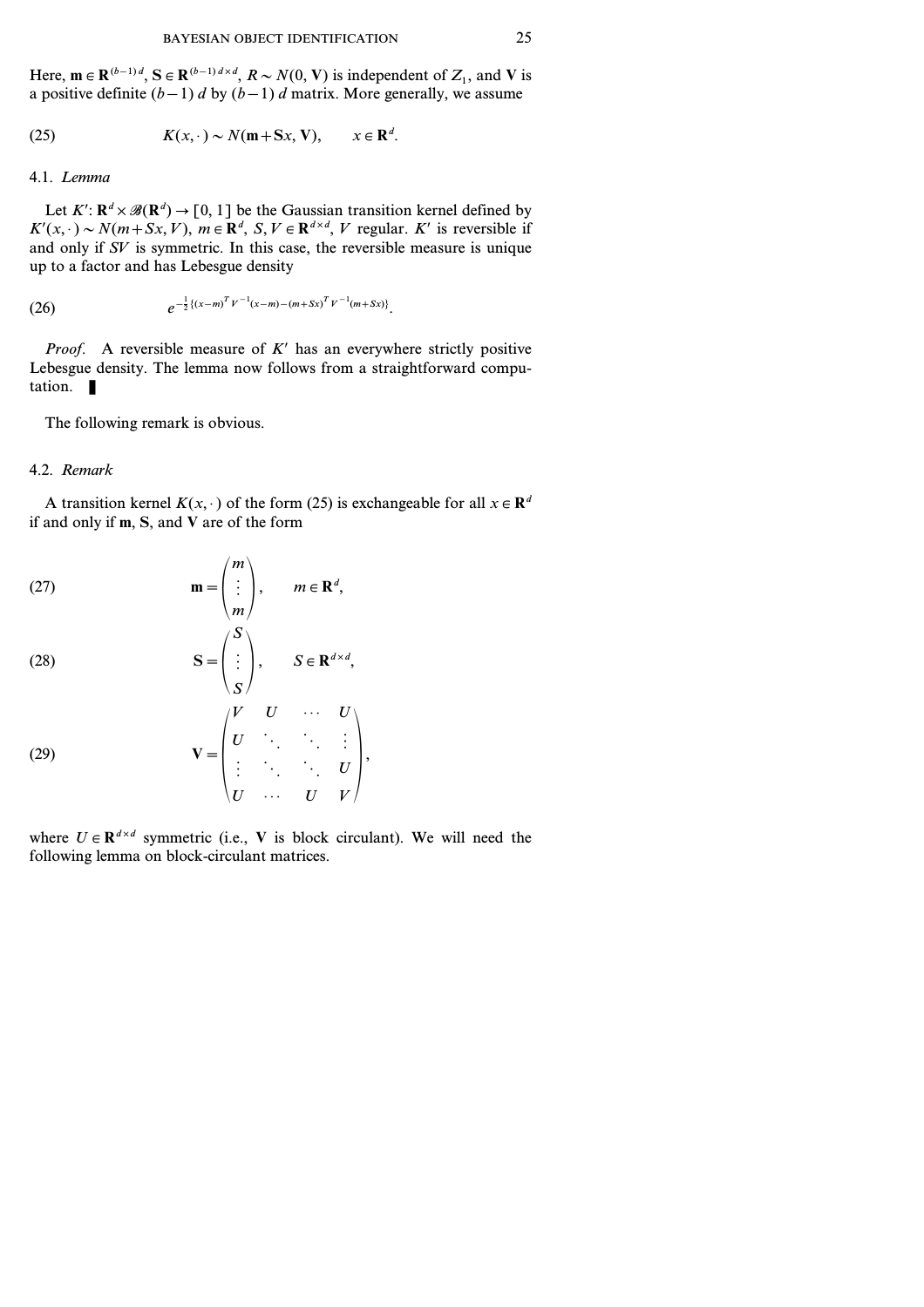Here, $\mathbf{m} \in \mathbf{R}^{(b-1)d}$, $\mathbf{S} \in \mathbf{R}^{(b-1)d \times d}$, $R \sim N(0, \mathbf{V})$ is independent of $Z_1$, and $\mathbf{V}$ is a positive definite $(b-1)\,d$ by $(b-1)\,d$ matrix. More generally, we assume

$$K(x, \cdot) \sim N(\mathbf{m} + \mathbf{S}x, \mathbf{V}), \qquad x \in \mathbf{R}^d. \tag{25}$$

### 4.1. *Lemma*

Let $K'$: $\mathbf{R}^d \times \mathscr{B}(\mathbf{R}^d) \to [0, 1]$ be the Gaussian transition kernel defined by $K'(x, \cdot) \sim N(m + Sx, V)$, $m \in \mathbf{R}^d$, $S, V \in \mathbf{R}^{d \times d}$, $V$ regular. $K'$ is reversible if and only if $SV$ is symmetric. In this case, the reversible measure is unique up to a factor and has Lebesgue density

$$e^{-\frac{1}{2}\{(x-m)^T V^{-1}(x-m) - (m+Sx)^T V^{-1}(m+Sx)\}}. \tag{26}$$

*Proof.* A reversible measure of $K'$ has an everywhere strictly positive Lebesgue density. The lemma now follows from a straightforward computation. ∎

The following remark is obvious.

### 4.2. *Remark*

A transition kernel $K(x, \cdot)$ of the form (25) is exchangeable for all $x \in \mathbf{R}^d$ if and only if $\mathbf{m}$, $\mathbf{S}$, and $\mathbf{V}$ are of the form

$$\mathbf{m} = \begin{pmatrix} m \\ \vdots \\ m \end{pmatrix}, \qquad m \in \mathbf{R}^d, \tag{27}$$

$$\mathbf{S} = \begin{pmatrix} S \\ \vdots \\ S \end{pmatrix}, \qquad S \in \mathbf{R}^{d \times d}, \tag{28}$$

$$\mathbf{V} = \begin{pmatrix} V & U & \cdots & U \\ U & \ddots & \ddots & \vdots \\ \vdots & \ddots & \ddots & U \\ U & \cdots & U & V \end{pmatrix}, \tag{29}$$

where $U \in \mathbf{R}^{d \times d}$ symmetric (i.e., $\mathbf{V}$ is block circulant). We will need the following lemma on block-circulant matrices.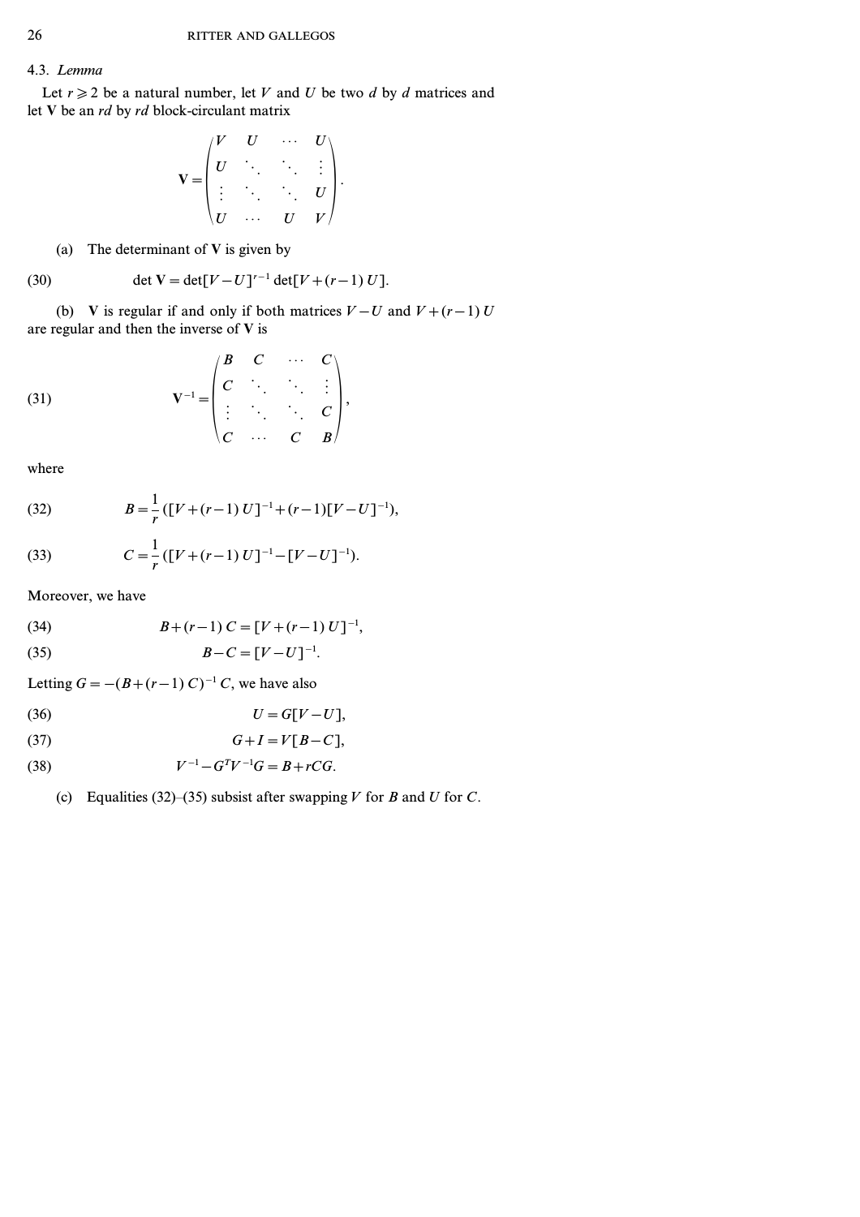### 4.3. *Lemma*

Let $r \geqslant 2$ be a natural number, let $V$ and $U$ be two $d$ by $d$ matrices and let $\mathbf{V}$ be an $rd$ by $rd$ block-circulant matrix

$$\mathbf{V} = \begin{pmatrix} V & U & \cdots & U \\ U & \ddots & \ddots & \vdots \\ \vdots & \ddots & \ddots & U \\ U & \cdots & U & V \end{pmatrix}.$$

(a) The determinant of $\mathbf{V}$ is given by

$$\det \mathbf{V} = \det[V-U]^{r-1} \det[V+(r-1)\,U]. \tag{30}$$

(b) $\mathbf{V}$ is regular if and only if both matrices $V-U$ and $V+(r-1)\,U$ are regular and then the inverse of $\mathbf{V}$ is

$$\mathbf{V}^{-1} = \begin{pmatrix} B & C & \cdots & C \\ C & \ddots & \ddots & \vdots \\ \vdots & \ddots & \ddots & C \\ C & \cdots & C & B \end{pmatrix}, \tag{31}$$

where

$$B = \frac{1}{r}([V+(r-1)\,U]^{-1} + (r-1)[V-U]^{-1}), \tag{32}$$

$$C = \frac{1}{r}([V+(r-1)\,U]^{-1} - [V-U]^{-1}). \tag{33}$$

Moreover, we have

$$B+(r-1)\,C = [V+(r-1)\,U]^{-1}, \tag{34}$$

$$B-C = [V-U]^{-1}. \tag{35}$$

Letting $G = -(B+(r-1)\,C)^{-1}\,C$, we have also

$$U = G[V-U], \tag{36}$$

$$G+I = V[B-C], \tag{37}$$

$$V^{-1} - G^T V^{-1} G = B + rCG. \tag{38}$$

(c) Equalities (32)–(35) subsist after swapping $V$ for $B$ and $U$ for $C$.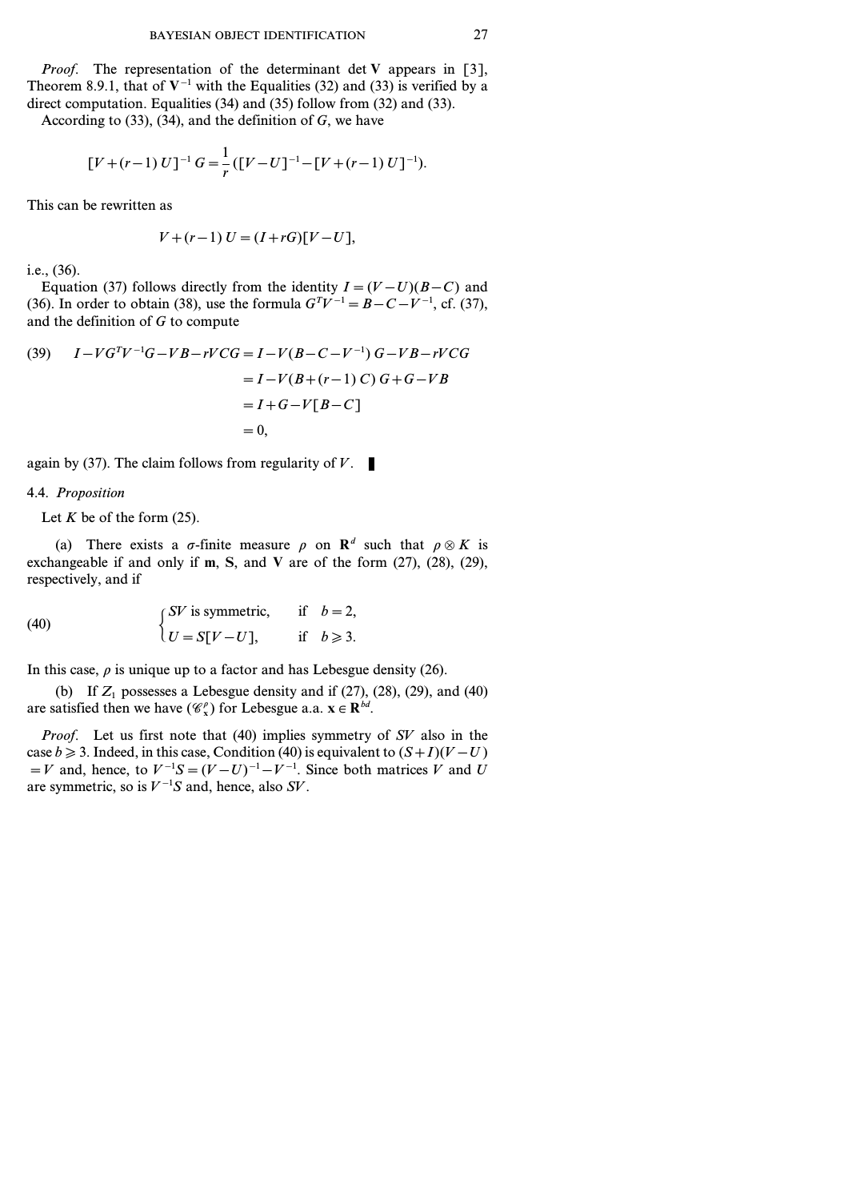*Proof.* The representation of the determinant $\det \mathbf{V}$ appears in [3], Theorem 8.9.1, that of $\mathbf{V}^{-1}$ with the Equalities (32) and (33) is verified by a direct computation. Equalities (34) and (35) follow from (32) and (33).

According to (33), (34), and the definition of $G$, we have

$$[V+(r-1)\,U]^{-1}\,G=\frac{1}{r}\,([V-U]^{-1}-[V+(r-1)\,U]^{-1}).$$

This can be rewritten as

$$V+(r-1)\,U=(I+rG)[V-U],$$

i.e., (36).

Equation (37) follows directly from the identity $I=(V-U)(B-C)$ and (36). In order to obtain (38), use the formula $G^TV^{-1}=B-C-V^{-1}$, cf. (37), and the definition of $G$ to compute

$$
\begin{aligned}
(39)\qquad I-VG^TV^{-1}G-VB-rVCG &= I-V(B-C-V^{-1})\,G-VB-rVCG\\
&= I-V(B+(r-1)\,C)\,G+G-VB\\
&= I+G-V[B-C]\\
&= 0,
\end{aligned}
$$

again by (37). The claim follows from regularity of $V$. ∎

## 4.4. *Proposition*

Let $K$ be of the form (25).

(a) There exists a $\sigma$-finite measure $\rho$ on $\mathbf{R}^d$ such that $\rho\otimes K$ is exchangeable if and only if $\mathbf{m}$, $\mathbf{S}$, and $\mathbf{V}$ are of the form (27), (28), (29), respectively, and if

$$
(40)\qquad
\begin{cases}
SV \text{ is symmetric}, & \text{if } \ b=2,\\
U=S[V-U], & \text{if } \ b\geqslant 3.
\end{cases}
$$

In this case, $\rho$ is unique up to a factor and has Lebesgue density (26).

(b) If $Z_1$ possesses a Lebesgue density and if (27), (28), (29), and (40) are satisfied then we have $(\mathscr{C}^{\rho}_{\mathbf{x}})$ for Lebesgue a.a. $\mathbf{x}\in\mathbf{R}^{bd}$.

*Proof.* Let us first note that (40) implies symmetry of $SV$ also in the case $b\geqslant 3$. Indeed, in this case, Condition (40) is equivalent to $(S+I)(V-U)=V$ and, hence, to $V^{-1}S=(V-U)^{-1}-V^{-1}$. Since both matrices $V$ and $U$ are symmetric, so is $V^{-1}S$ and, hence, also $SV$.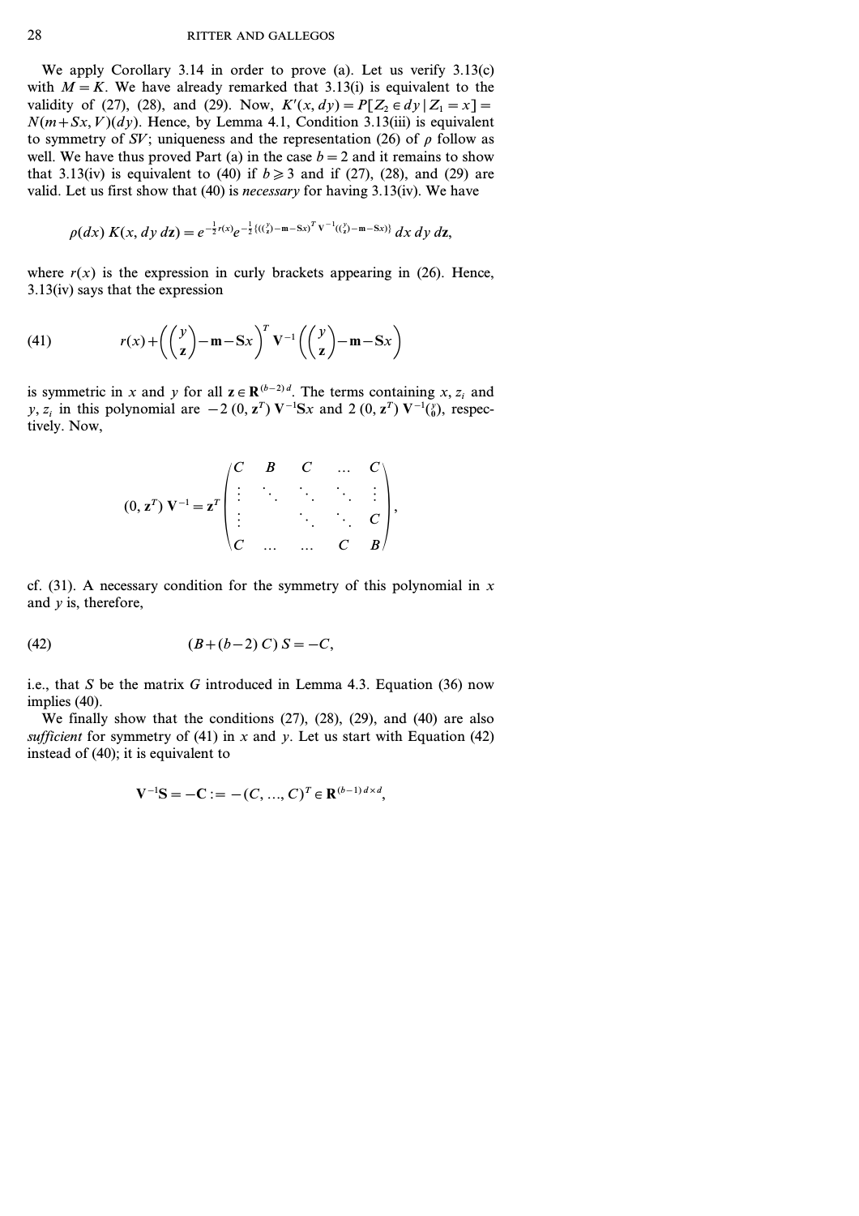We apply Corollary 3.14 in order to prove (a). Let us verify 3.13(c) with $M = K$. We have already remarked that 3.13(i) is equivalent to the validity of (27), (28), and (29). Now, $K'(x, dy) = P[Z_2 \in dy \mid Z_1 = x] = N(m + Sx, V)(dy)$. Hence, by Lemma 4.1, Condition 3.13(iii) is equivalent to symmetry of $SV$; uniqueness and the representation (26) of $\rho$ follow as well. We have thus proved Part (a) in the case $b = 2$ and it remains to show that 3.13(iv) is equivalent to (40) if $b \geqslant 3$ and if (27), (28), and (29) are valid. Let us first show that (40) is *necessary* for having 3.13(iv). We have

$$\rho(dx)\, K(x, dy\, d\mathbf{z}) = e^{-\frac{1}{2} r(x)} e^{-\frac{1}{2}\{(\binom{y}{\mathbf{z}} - \mathbf{m} - \mathbf{S}x)^T \mathbf{V}^{-1} (\binom{y}{\mathbf{z}} - \mathbf{m} - \mathbf{S}x)\}}\, dx\, dy\, d\mathbf{z},$$

where $r(x)$ is the expression in curly brackets appearing in (26). Hence, 3.13(iv) says that the expression

$$r(x) + \left(\binom{y}{\mathbf{z}} - \mathbf{m} - \mathbf{S}x\right)^T \mathbf{V}^{-1} \left(\binom{y}{\mathbf{z}} - \mathbf{m} - \mathbf{S}x\right) \tag{41}$$

is symmetric in $x$ and $y$ for all $\mathbf{z} \in \mathbf{R}^{(b-2)d}$. The terms containing $x, z_i$ and $y, z_i$ in this polynomial are $-2\,(0, \mathbf{z}^T)\, \mathbf{V}^{-1} \mathbf{S} x$ and $2\,(0, \mathbf{z}^T)\, \mathbf{V}^{-1} \binom{y}{0}$, respectively. Now,

$$(0, \mathbf{z}^T)\, \mathbf{V}^{-1} = \mathbf{z}^T \begin{pmatrix} C & B & C & \cdots & C \\ \vdots & \ddots & \ddots & \ddots & \vdots \\ \vdots & & \ddots & \ddots & C \\ C & \cdots & \cdots & C & B \end{pmatrix},$$

cf. (31). A necessary condition for the symmetry of this polynomial in $x$ and $y$ is, therefore,

$$(B + (b-2)\, C)\, S = -C, \tag{42}$$

i.e., that $S$ be the matrix $G$ introduced in Lemma 4.3. Equation (36) now implies (40).

We finally show that the conditions (27), (28), (29), and (40) are also *sufficient* for symmetry of (41) in $x$ and $y$. Let us start with Equation (42) instead of (40); it is equivalent to

$$\mathbf{V}^{-1} \mathbf{S} = -\mathbf{C} := -(C, \ldots, C)^T \in \mathbf{R}^{(b-1)d \times d},$$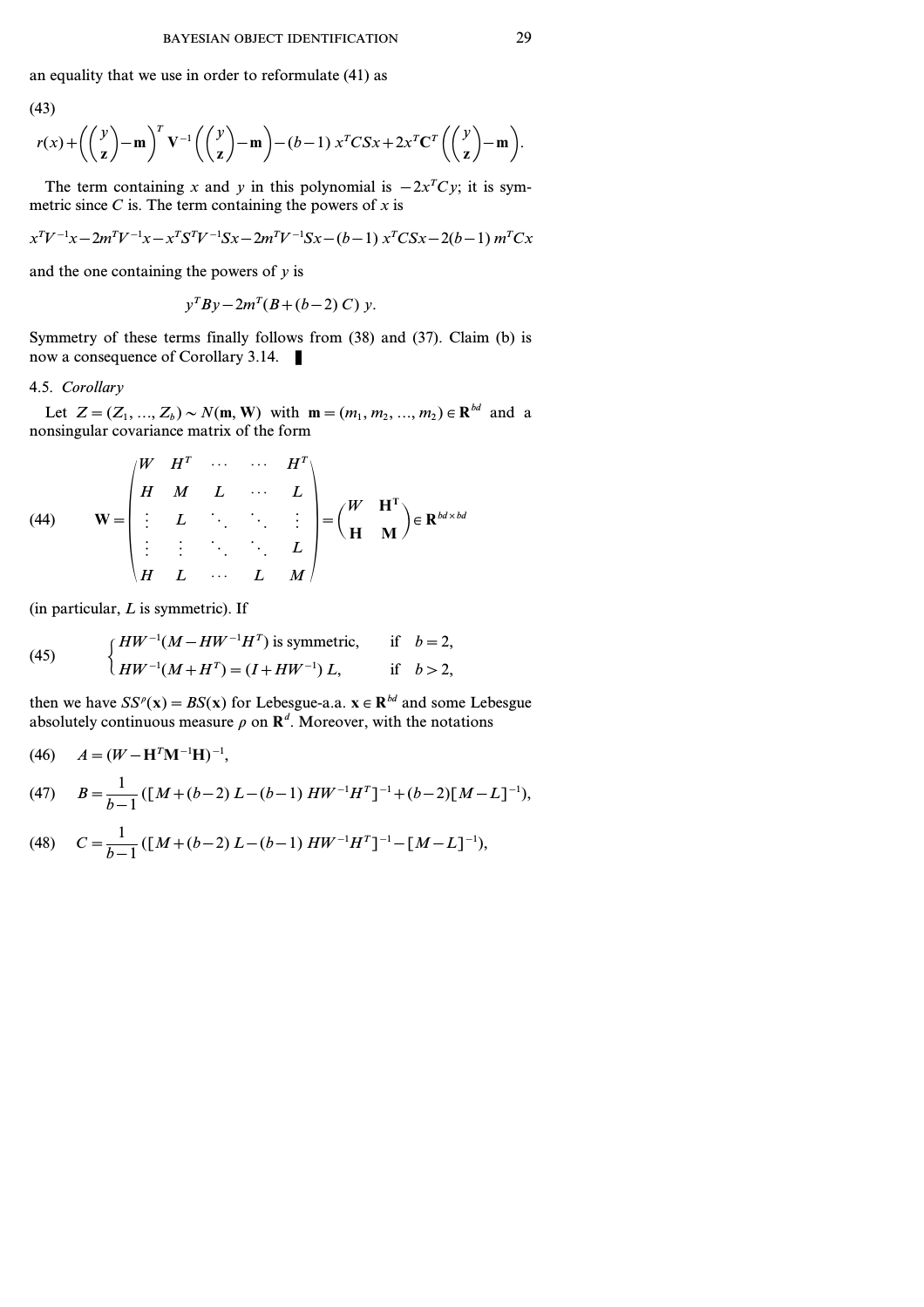an equality that we use in order to reformulate (41) as

(43)

$$r(x)+\left(\begin{pmatrix} y \\ \mathbf{z} \end{pmatrix}-\mathbf{m}\right)^T \mathbf{V}^{-1}\left(\begin{pmatrix} y \\ \mathbf{z} \end{pmatrix}-\mathbf{m}\right)-(b-1)\, x^T CSx+2x^T\mathbf{C}^T\left(\begin{pmatrix} y \\ \mathbf{z} \end{pmatrix}-\mathbf{m}\right).$$

The term containing $x$ and $y$ in this polynomial is $-2x^TCy$; it is symmetric since $C$ is. The term containing the powers of $x$ is

$$x^TV^{-1}x-2m^TV^{-1}x-x^TS^TV^{-1}Sx-2m^TV^{-1}Sx-(b-1)\, x^TCSx-2(b-1)\, m^TCx$$

and the one containing the powers of $y$ is

$$y^TBy-2m^T(B+(b-2)\, C)\, y.$$

Symmetry of these terms finally follows from (38) and (37). Claim (b) is now a consequence of Corollary 3.14. ∎

4.5. *Corollary*

Let $Z=(Z_1, ..., Z_b) \sim N(\mathbf{m}, \mathbf{W})$ with $\mathbf{m}=(m_1, m_2, ..., m_2) \in \mathbf{R}^{bd}$ and a nonsingular covariance matrix of the form

(44)

$$\mathbf{W}=\begin{pmatrix} W & H^T & \cdots & \cdots & H^T \\ H & M & L & \cdots & L \\ \vdots & L & \ddots & \ddots & \vdots \\ \vdots & \vdots & \ddots & \ddots & L \\ H & L & \cdots & L & M \end{pmatrix}=\begin{pmatrix} W & \mathbf{H}^T \\ \mathbf{H} & \mathbf{M} \end{pmatrix} \in \mathbf{R}^{bd\times bd}$$

(in particular, $L$ is symmetric). If

(45)

$$\begin{cases} HW^{-1}(M-HW^{-1}H^T) \text{ is symmetric}, & \text{if} \quad b=2, \\ HW^{-1}(M+H^T)=(I+HW^{-1})\, L, & \text{if} \quad b>2, \end{cases}$$

then we have $SS^{\rho}(\mathbf{x})=BS(\mathbf{x})$ for Lebesgue-a.a. $\mathbf{x} \in \mathbf{R}^{bd}$ and some Lebesgue absolutely continuous measure $\rho$ on $\mathbf{R}^d$. Moreover, with the notations

(46) $$A=(W-\mathbf{H}^T\mathbf{M}^{-1}\mathbf{H})^{-1},$$

(47) $$B=\frac{1}{b-1}([M+(b-2)\, L-(b-1)\, HW^{-1}H^T]^{-1}+(b-2)[M-L]^{-1}),$$

(48) $$C=\frac{1}{b-1}([M+(b-2)\, L-(b-1)\, HW^{-1}H^T]^{-1}-[M-L]^{-1}),$$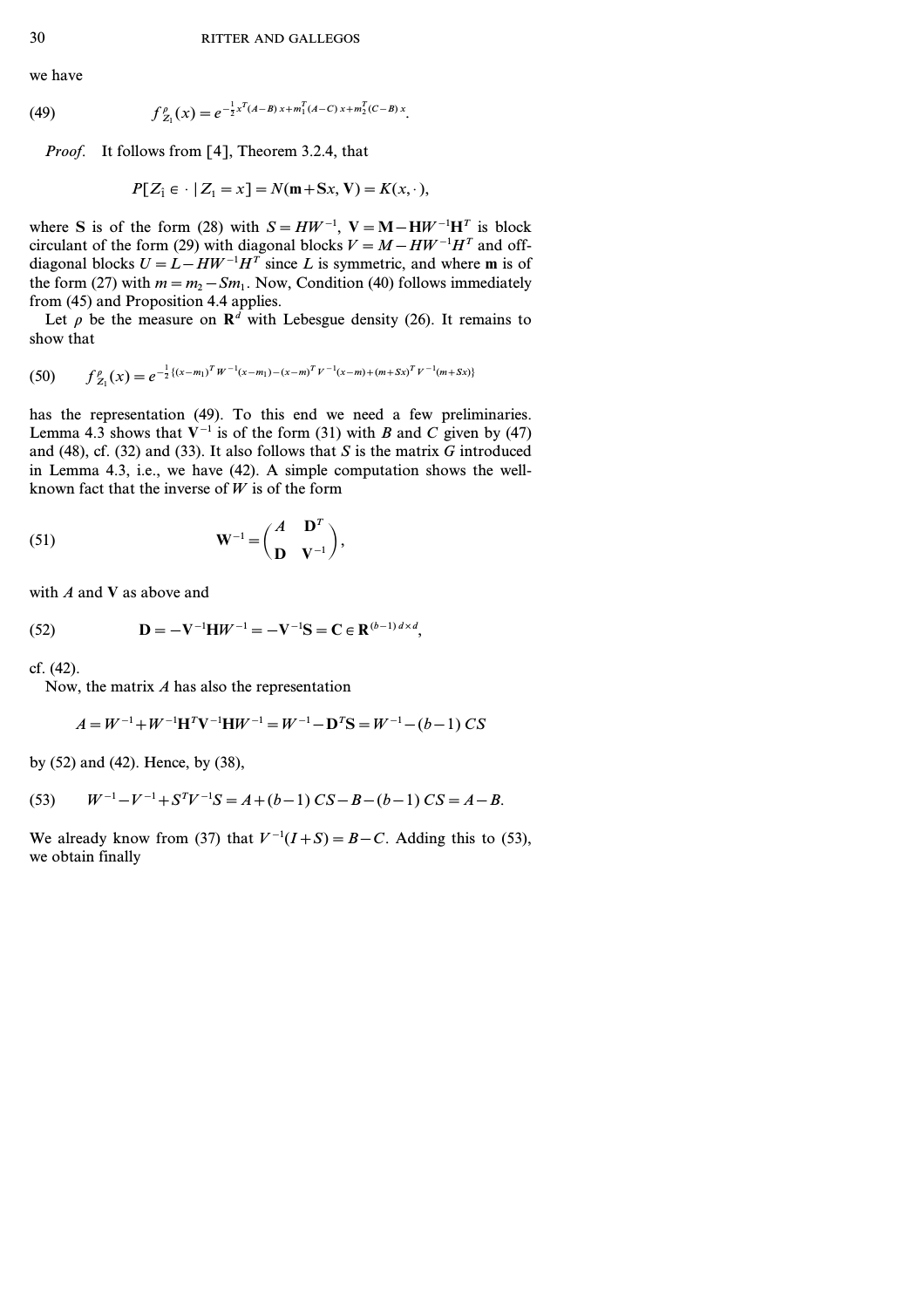we have

$$f^{\rho}_{Z_1}(x) = e^{-\frac{1}{2}x^T(A-B)x + m_1^T(A-C)x + m_2^T(C-B)x}. \tag{49}$$

*Proof.* It follows from [4], Theorem 3.2.4, that

$$P[Z_{\hat{1}} \in \cdot \mid Z_1 = x] = N(\mathbf{m} + \mathbf{S}x, \mathbf{V}) = K(x, \cdot),$$

where $\mathbf{S}$ is of the form (28) with $S = HW^{-1}$, $\mathbf{V} = \mathbf{M} - \mathbf{H}W^{-1}\mathbf{H}^T$ is block circulant of the form (29) with diagonal blocks $V = M - HW^{-1}H^T$ and off-diagonal blocks $U = L - HW^{-1}H^T$ since $L$ is symmetric, and where $\mathbf{m}$ is of the form (27) with $m = m_2 - Sm_1$. Now, Condition (40) follows immediately from (45) and Proposition 4.4 applies.

Let $\rho$ be the measure on $\mathbf{R}^d$ with Lebesgue density (26). It remains to show that

$$f^{\rho}_{Z_1}(x) = e^{-\frac{1}{2}\{(x-m_1)^T W^{-1}(x-m_1) - (x-m)^T V^{-1}(x-m) + (m+Sx)^T V^{-1}(m+Sx)\}} \tag{50}$$

has the representation (49). To this end we need a few preliminaries. Lemma 4.3 shows that $\mathbf{V}^{-1}$ is of the form (31) with $B$ and $C$ given by (47) and (48), cf. (32) and (33). It also follows that $S$ is the matrix $G$ introduced in Lemma 4.3, i.e., we have (42). A simple computation shows the well-known fact that the inverse of $W$ is of the form

$$\mathbf{W}^{-1} = \begin{pmatrix} A & \mathbf{D}^T \\ \mathbf{D} & \mathbf{V}^{-1} \end{pmatrix}, \tag{51}$$

with $A$ and $\mathbf{V}$ as above and

$$\mathbf{D} = -\mathbf{V}^{-1}\mathbf{H}W^{-1} = -\mathbf{V}^{-1}\mathbf{S} = \mathbf{C} \in \mathbf{R}^{(b-1)d \times d}, \tag{52}$$

cf. (42).

Now, the matrix $A$ has also the representation

$$A = W^{-1} + W^{-1}\mathbf{H}^T\mathbf{V}^{-1}\mathbf{H}W^{-1} = W^{-1} - \mathbf{D}^T\mathbf{S} = W^{-1} - (b-1)\,CS$$

by (52) and (42). Hence, by (38),

$$W^{-1} - V^{-1} + S^T V^{-1} S = A + (b-1)\,CS - B - (b-1)\,CS = A - B. \tag{53}$$

We already know from (37) that $V^{-1}(I+S) = B - C$. Adding this to (53), we obtain finally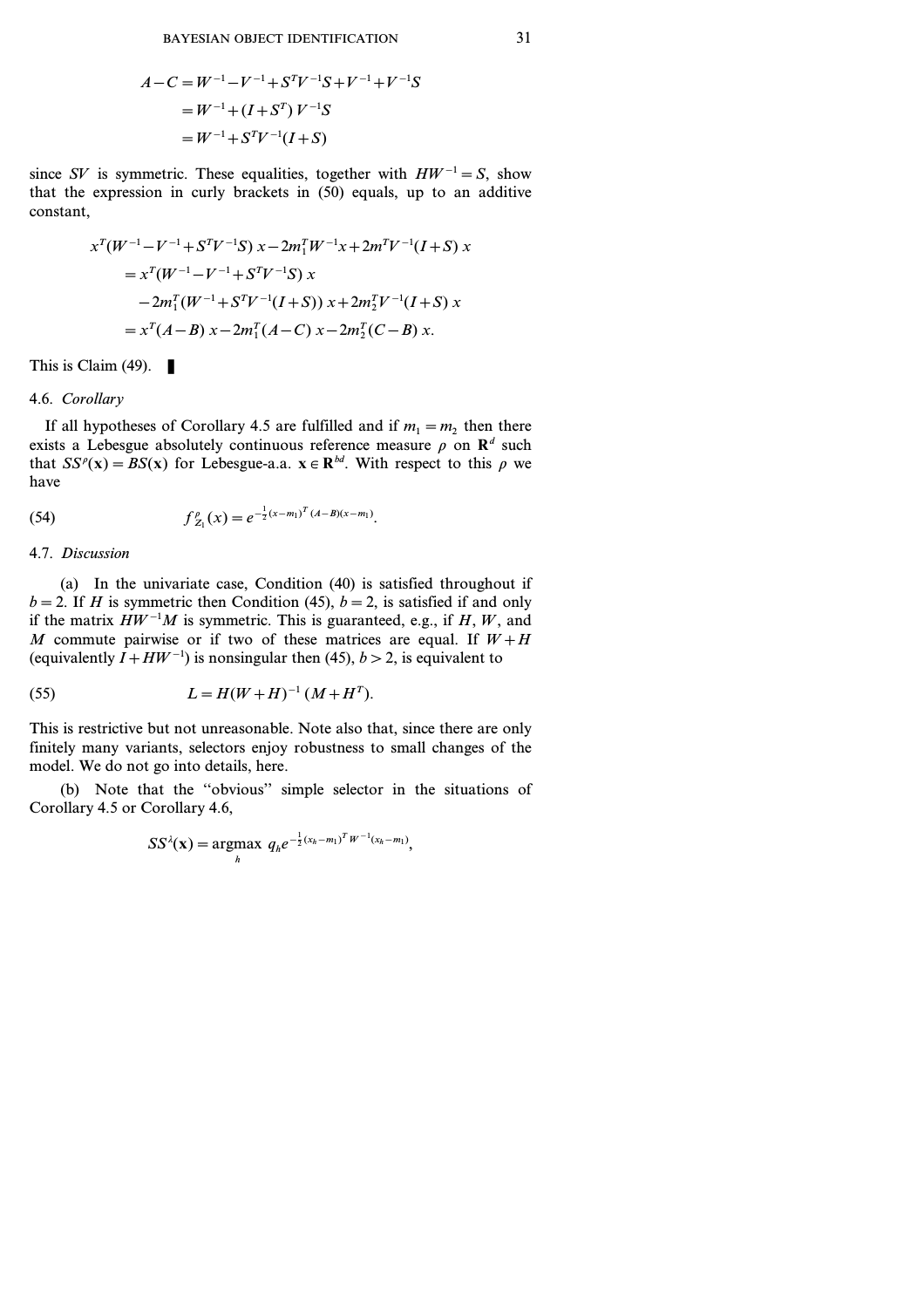$$
\begin{aligned}
A-C &= W^{-1}-V^{-1}+S^TV^{-1}S+V^{-1}+V^{-1}S \\
&= W^{-1}+(I+S^T)\,V^{-1}S \\
&= W^{-1}+S^TV^{-1}(I+S)
\end{aligned}
$$

since $SV$ is symmetric. These equalities, together with $HW^{-1}=S$, show that the expression in curly brackets in (50) equals, up to an additive constant,

$$
\begin{aligned}
x^T&(W^{-1}-V^{-1}+S^TV^{-1}S)\,x-2m_1^TW^{-1}x+2m^TV^{-1}(I+S)\,x \\
&= x^T(W^{-1}-V^{-1}+S^TV^{-1}S)\,x \\
&\quad -2m_1^T(W^{-1}+S^TV^{-1}(I+S))\,x+2m_2^TV^{-1}(I+S)\,x \\
&= x^T(A-B)\,x-2m_1^T(A-C)\,x-2m_2^T(C-B)\,x.
\end{aligned}
$$

This is Claim (49). ∎

4.6. *Corollary*

If all hypotheses of Corollary 4.5 are fulfilled and if $m_1=m_2$ then there exists a Lebesgue absolutely continuous reference measure $\rho$ on $\mathbf{R}^d$ such that $SS^\rho(\mathbf{x})=BS(\mathbf{x})$ for Lebesgue-a.a. $\mathbf{x}\in\mathbf{R}^{bd}$. With respect to this $\rho$ we have

$$
f^{\rho}_{Z_1}(x)=e^{-\frac{1}{2}(x-m_1)^T(A-B)(x-m_1)}. \tag{54}
$$

4.7. *Discussion*

(a) In the univariate case, Condition (40) is satisfied throughout if $b=2$. If $H$ is symmetric then Condition (45), $b=2$, is satisfied if and only if the matrix $HW^{-1}M$ is symmetric. This is guaranteed, e.g., if $H$, $W$, and $M$ commute pairwise or if two of these matrices are equal. If $W+H$ (equivalently $I+HW^{-1}$) is nonsingular then (45), $b>2$, is equivalent to

$$
L=H(W+H)^{-1}\,(M+H^T). \tag{55}
$$

This is restrictive but not unreasonable. Note also that, since there are only finitely many variants, selectors enjoy robustness to small changes of the model. We do not go into details, here.

(b) Note that the "obvious" simple selector in the situations of Corollary 4.5 or Corollary 4.6,

$$
SS^{\lambda}(\mathbf{x})=\operatorname*{argmax}_h\; q_he^{-\frac{1}{2}(x_h-m_1)^TW^{-1}(x_h-m_1)},
$$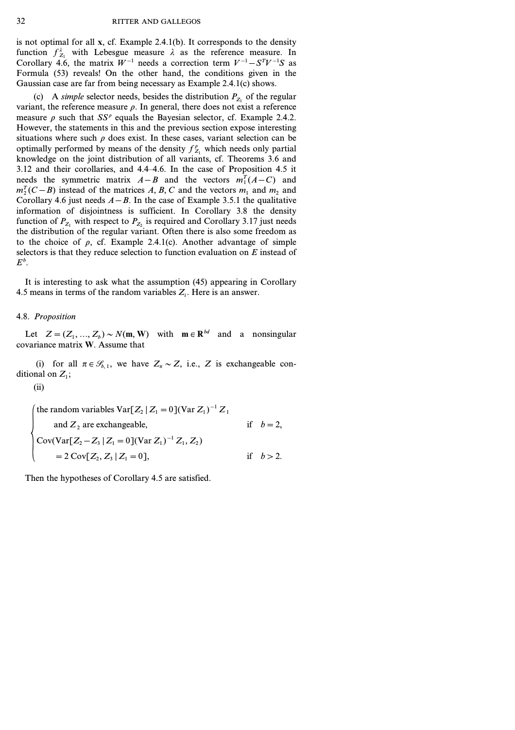is not optimal for all $\mathbf{x}$, cf. Example 2.4.1(b). It corresponds to the density function $f_{Z_1}^{\lambda}$ with Lebesgue measure $\lambda$ as the reference measure. In Corollary 4.6, the matrix $W^{-1}$ needs a correction term $V^{-1} - S^T V^{-1} S$ as Formula (53) reveals! On the other hand, the conditions given in the Gaussian case are far from being necessary as Example 2.4.1(c) shows.

(c) A *simple* selector needs, besides the distribution $P_{Z_1}$ of the regular variant, the reference measure $\rho$. In general, there does not exist a reference measure $\rho$ such that $SS^{\rho}$ equals the Bayesian selector, cf. Example 2.4.2. However, the statements in this and the previous section expose interesting situations where such $\rho$ does exist. In these cases, variant selection can be optimally performed by means of the density $f_{Z_1}^{\rho}$ which needs only partial knowledge on the joint distribution of all variants, cf. Theorems 3.6 and 3.12 and their corollaries, and 4.4–4.6. In the case of Proposition 4.5 it needs the symmetric matrix $A - B$ and the vectors $m_1^T(A - C)$ and $m_2^T(C - B)$ instead of the matrices $A$, $B$, $C$ and the vectors $m_1$ and $m_2$ and Corollary 4.6 just needs $A - B$. In the case of Example 3.5.1 the qualitative information of disjointness is sufficient. In Corollary 3.8 the density function of $P_{Z_1}$ with respect to $P_{Z_2}$ is required and Corollary 3.17 just needs the distribution of the regular variant. Often there is also some freedom as to the choice of $\rho$, cf. Example 2.4.1(c). Another advantage of simple selectors is that they reduce selection to function evaluation on $E$ instead of $E^b$.

It is interesting to ask what the assumption (45) appearing in Corollary 4.5 means in terms of the random variables $Z_i$. Here is an answer.

### 4.8. *Proposition*

Let $Z = (Z_1, ..., Z_b) \sim N(\mathbf{m}, \mathbf{W})$ with $\mathbf{m} \in \mathbf{R}^{bd}$ and a nonsingular covariance matrix $\mathbf{W}$. Assume that

(i) for all $\pi \in \mathcal{S}_{b,1}$, we have $Z_\pi \sim Z$, i.e., $Z$ is exchangeable conditional on $Z_1$;

(ii)

$$
\begin{cases}
\text{the random variables } \operatorname{Var}[Z_2 \mid Z_1 = 0](\operatorname{Var} Z_1)^{-1} Z_1 & \\
\quad \text{and } Z_2 \text{ are exchangeable,} & \text{if } \; b = 2, \\
\operatorname{Cov}(\operatorname{Var}[Z_2 - Z_3 \mid Z_1 = 0](\operatorname{Var} Z_1)^{-1} Z_1, Z_2) & \\
\quad = 2 \operatorname{Cov}[Z_2, Z_3 \mid Z_1 = 0], & \text{if } \; b > 2.
\end{cases}
$$

Then the hypotheses of Corollary 4.5 are satisfied.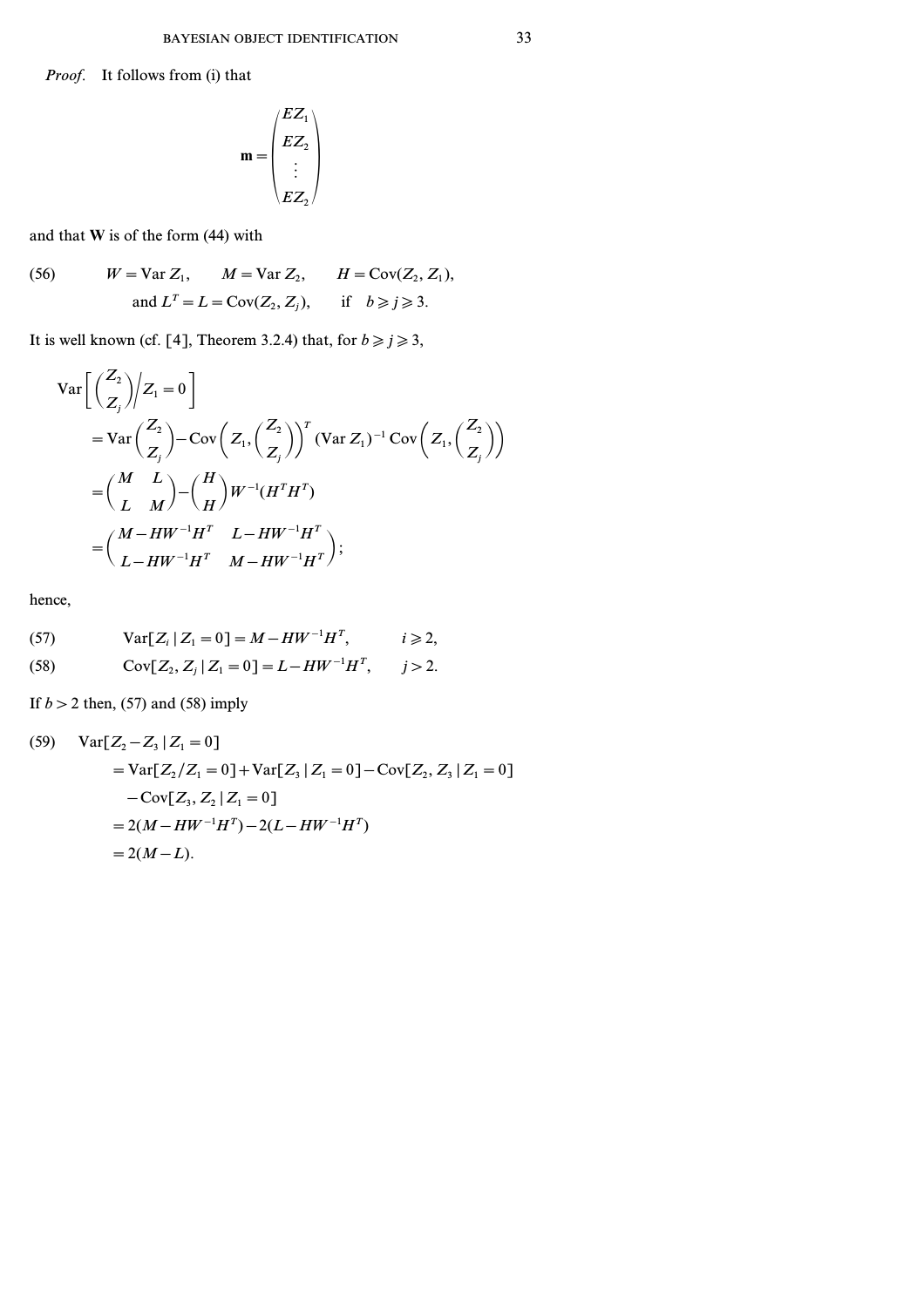*Proof.* It follows from (i) that

$$\mathbf{m} = \begin{pmatrix} EZ_1 \\ EZ_2 \\ \vdots \\ EZ_2 \end{pmatrix}$$

and that $\mathbf{W}$ is of the form (44) with

$$W = \operatorname{Var} Z_1, \qquad M = \operatorname{Var} Z_2, \qquad H = \operatorname{Cov}(Z_2, Z_1), \tag{56}$$
$$\text{and } L^T = L = \operatorname{Cov}(Z_2, Z_j), \qquad \text{if} \quad b \geqslant j \geqslant 3.$$

It is well known (cf. [4], Theorem 3.2.4) that, for $b \geqslant j \geqslant 3$,

$$\begin{aligned}
&\operatorname{Var}\left[\begin{pmatrix} Z_2 \\ Z_j \end{pmatrix} \Big/ Z_1 = 0\right] \\
&= \operatorname{Var}\begin{pmatrix} Z_2 \\ Z_j \end{pmatrix} - \operatorname{Cov}\left(Z_1, \begin{pmatrix} Z_2 \\ Z_j \end{pmatrix}\right)^T (\operatorname{Var} Z_1)^{-1} \operatorname{Cov}\left(Z_1, \begin{pmatrix} Z_2 \\ Z_j \end{pmatrix}\right) \\
&= \begin{pmatrix} M & L \\ L & M \end{pmatrix} - \begin{pmatrix} H \\ H \end{pmatrix} W^{-1}(H^T H^T) \\
&= \begin{pmatrix} M - HW^{-1}H^T & L - HW^{-1}H^T \\ L - HW^{-1}H^T & M - HW^{-1}H^T \end{pmatrix};
\end{aligned}$$

hence,

$$\operatorname{Var}[Z_i \mid Z_1 = 0] = M - HW^{-1}H^T, \qquad i \geqslant 2, \tag{57}$$

$$\operatorname{Cov}[Z_2, Z_j \mid Z_1 = 0] = L - HW^{-1}H^T, \qquad j > 2. \tag{58}$$

If $b > 2$ then, (57) and (58) imply

$$\begin{aligned}
\operatorname{Var}[Z_2 - Z_3 \mid Z_1 = 0] &= \operatorname{Var}[Z_2 / Z_1 = 0] + \operatorname{Var}[Z_3 \mid Z_1 = 0] - \operatorname{Cov}[Z_2, Z_3 \mid Z_1 = 0] \\
&\quad - \operatorname{Cov}[Z_3, Z_2 \mid Z_1 = 0] \\
&= 2(M - HW^{-1}H^T) - 2(L - HW^{-1}H^T) \\
&= 2(M - L).
\end{aligned} \tag{59}$$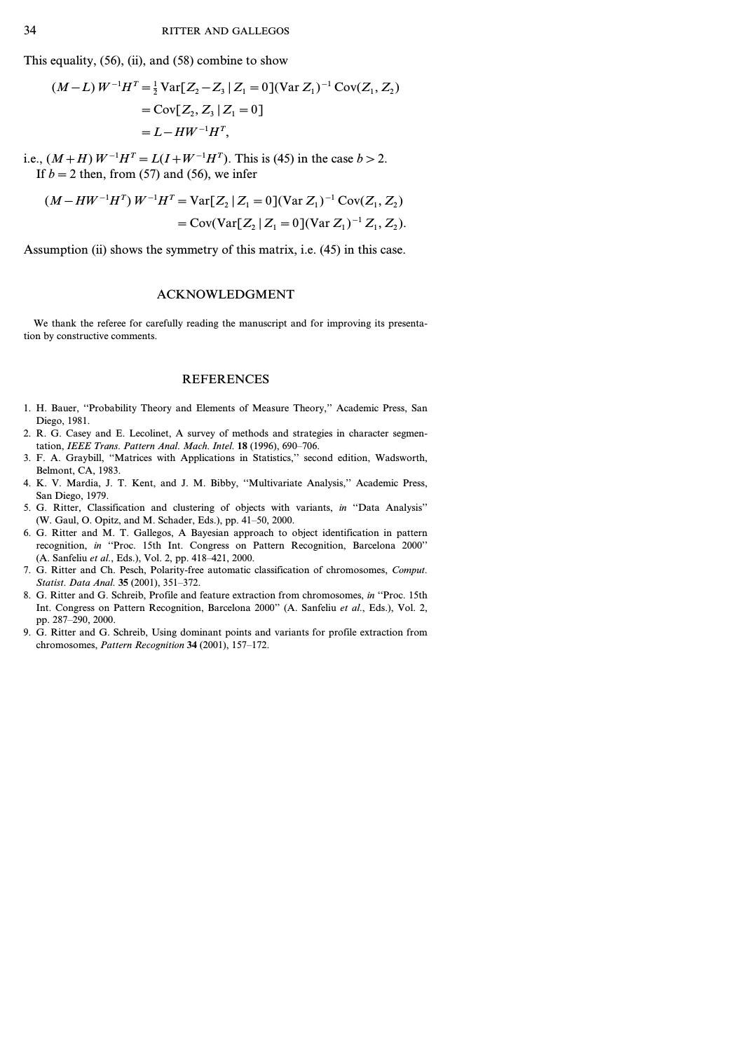This equality, (56), (ii), and (58) combine to show

$$
\begin{aligned}
(M-L)\,W^{-1}H^T &= \tfrac{1}{2}\operatorname{Var}[Z_2 - Z_3 \mid Z_1 = 0](\operatorname{Var} Z_1)^{-1}\operatorname{Cov}(Z_1, Z_2) \\
&= \operatorname{Cov}[Z_2, Z_3 \mid Z_1 = 0] \\
&= L - HW^{-1}H^T,
\end{aligned}
$$

i.e., $(M+H)\,W^{-1}H^T = L(I + W^{-1}H^T)$. This is (45) in the case $b > 2$.

If $b = 2$ then, from (57) and (56), we infer

$$
\begin{aligned}
(M - HW^{-1}H^T)\,W^{-1}H^T &= \operatorname{Var}[Z_2 \mid Z_1 = 0](\operatorname{Var} Z_1)^{-1}\operatorname{Cov}(Z_1, Z_2) \\
&= \operatorname{Cov}(\operatorname{Var}[Z_2 \mid Z_1 = 0](\operatorname{Var} Z_1)^{-1} Z_1, Z_2).
\end{aligned}
$$

Assumption (ii) shows the symmetry of this matrix, i.e. (45) in this case.

## ACKNOWLEDGMENT

We thank the referee for carefully reading the manuscript and for improving its presentation by constructive comments.

## REFERENCES

1. H. Bauer, "Probability Theory and Elements of Measure Theory," Academic Press, San Diego, 1981.
2. R. G. Casey and E. Lecolinet, A survey of methods and strategies in character segmentation, *IEEE Trans. Pattern Anal. Mach. Intel.* **18** (1996), 690–706.
3. F. A. Graybill, "Matrices with Applications in Statistics," second edition, Wadsworth, Belmont, CA, 1983.
4. K. V. Mardia, J. T. Kent, and J. M. Bibby, "Multivariate Analysis," Academic Press, San Diego, 1979.
5. G. Ritter, Classification and clustering of objects with variants, *in* "Data Analysis" (W. Gaul, O. Opitz, and M. Schader, Eds.), pp. 41–50, 2000.
6. G. Ritter and M. T. Gallegos, A Bayesian approach to object identification in pattern recognition, *in* "Proc. 15th Int. Congress on Pattern Recognition, Barcelona 2000" (A. Sanfeliu *et al.*, Eds.), Vol. 2, pp. 418–421, 2000.
7. G. Ritter and Ch. Pesch, Polarity-free automatic classification of chromosomes, *Comput. Statist. Data Anal.* **35** (2001), 351–372.
8. G. Ritter and G. Schreib, Profile and feature extraction from chromosomes, *in* "Proc. 15th Int. Congress on Pattern Recognition, Barcelona 2000" (A. Sanfeliu *et al.*, Eds.), Vol. 2, pp. 287–290, 2000.
9. G. Ritter and G. Schreib, Using dominant points and variants for profile extraction from chromosomes, *Pattern Recognition* **34** (2001), 157–172.